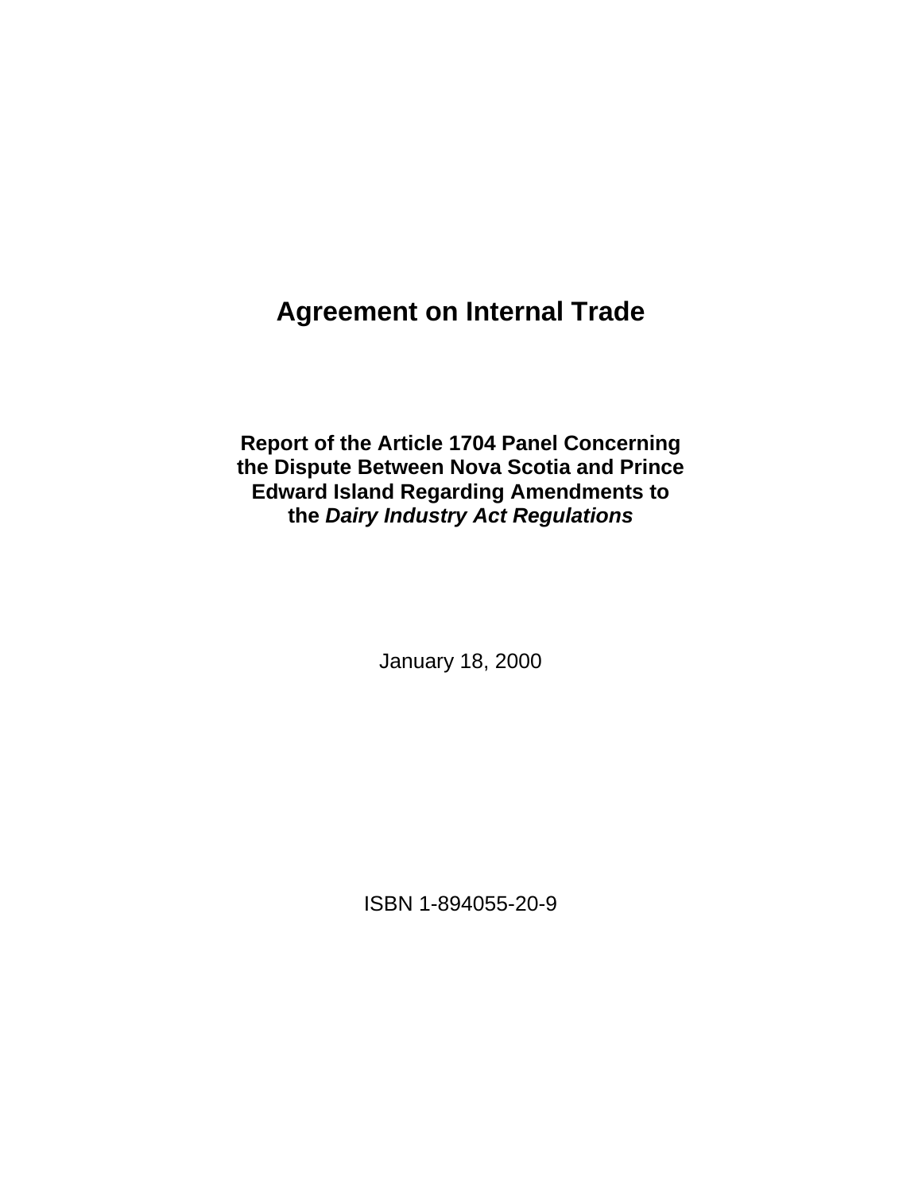# Agreement on Internal Trade

## Report of the Article 1704 Panel Concerning the Dispute Between Nova Scotia and Prince Edward Island Regarding Amendments to the *Dairy Industry Act Regulations*

January 18, 2000

ISBN 1-894055-20-9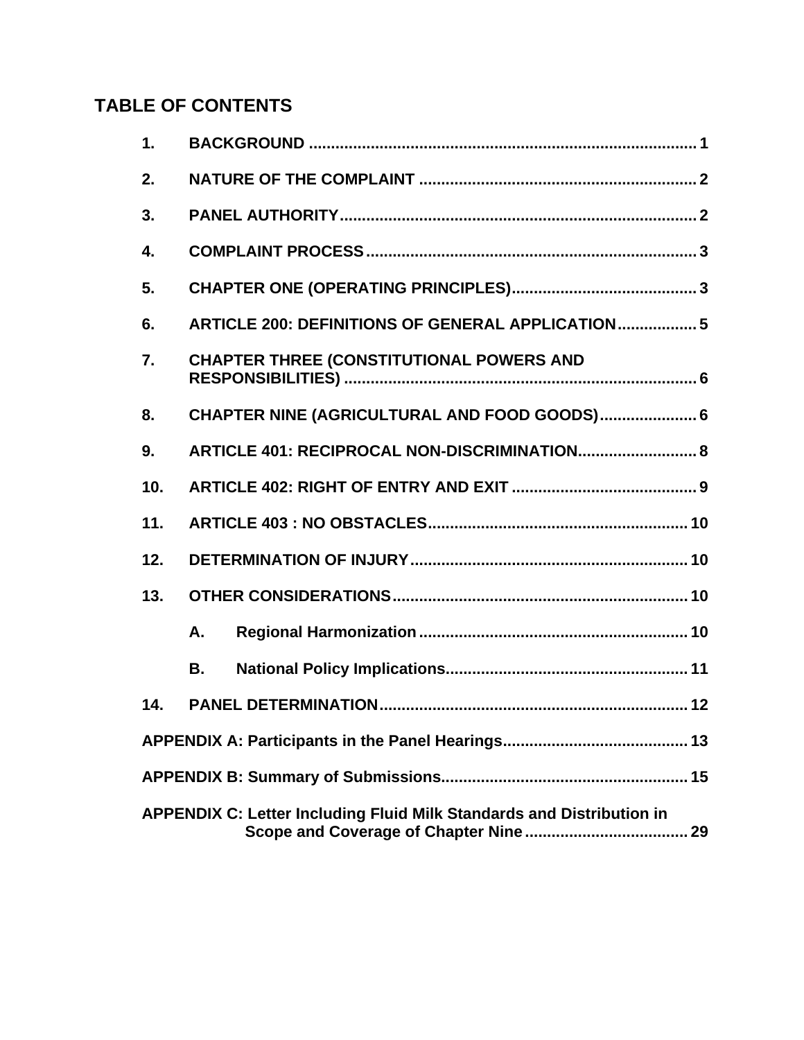## TABLE OF CONTENTS

| | | |
|---|---|---|
| **1.** | **BACKGROUND** | **1** |
| **2.** | **NATURE OF THE COMPLAINT** | **2** |
| **3.** | **PANEL AUTHORITY** | **2** |
| **4.** | **COMPLAINT PROCESS** | **3** |
| **5.** | **CHAPTER ONE (OPERATING PRINCIPLES)** | **3** |
| **6.** | **ARTICLE 200: DEFINITIONS OF GENERAL APPLICATION** | **5** |
| **7.** | **CHAPTER THREE (CONSTITUTIONAL POWERS AND RESPONSIBILITIES)** | **6** |
| **8.** | **CHAPTER NINE (AGRICULTURAL AND FOOD GOODS)** | **6** |
| **9.** | **ARTICLE 401: RECIPROCAL NON-DISCRIMINATION** | **8** |
| **10.** | **ARTICLE 402: RIGHT OF ENTRY AND EXIT** | **9** |
| **11.** | **ARTICLE 403 : NO OBSTACLES** | **10** |
| **12.** | **DETERMINATION OF INJURY** | **10** |
| **13.** | **OTHER CONSIDERATIONS** | **10** |
| | **A. Regional Harmonization** | **10** |
| | **B. National Policy Implications** | **11** |
| **14.** | **PANEL DETERMINATION** | **12** |
| | **APPENDIX A: Participants in the Panel Hearings** | **13** |
| | **APPENDIX B: Summary of Submissions** | **15** |
| | **APPENDIX C: Letter Including Fluid Milk Standards and Distribution in Scope and Coverage of Chapter Nine** | **29** |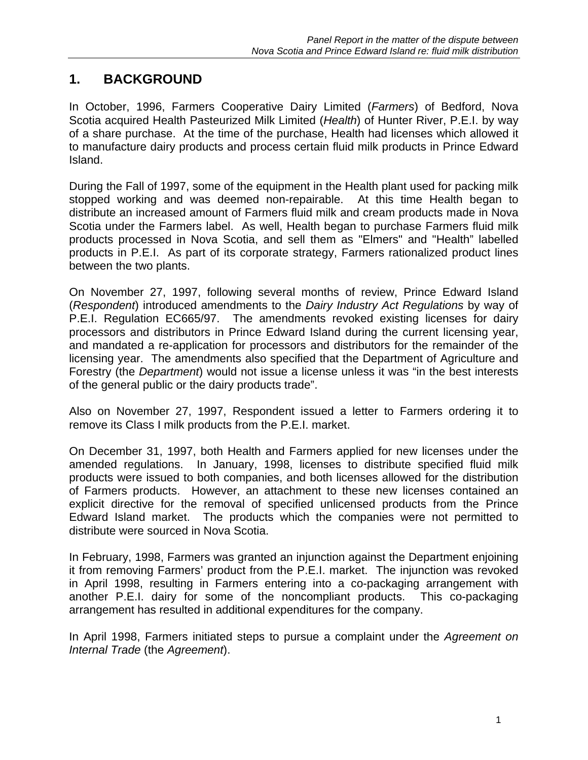## 1. BACKGROUND

In October, 1996, Farmers Cooperative Dairy Limited (*Farmers*) of Bedford, Nova Scotia acquired Health Pasteurized Milk Limited (*Health*) of Hunter River, P.E.I. by way of a share purchase. At the time of the purchase, Health had licenses which allowed it to manufacture dairy products and process certain fluid milk products in Prince Edward Island.

During the Fall of 1997, some of the equipment in the Health plant used for packing milk stopped working and was deemed non-repairable. At this time Health began to distribute an increased amount of Farmers fluid milk and cream products made in Nova Scotia under the Farmers label. As well, Health began to purchase Farmers fluid milk products processed in Nova Scotia, and sell them as "Elmers" and "Health" labelled products in P.E.I. As part of its corporate strategy, Farmers rationalized product lines between the two plants.

On November 27, 1997, following several months of review, Prince Edward Island (*Respondent*) introduced amendments to the *Dairy Industry Act Regulations* by way of P.E.I. Regulation EC665/97. The amendments revoked existing licenses for dairy processors and distributors in Prince Edward Island during the current licensing year, and mandated a re-application for processors and distributors for the remainder of the licensing year. The amendments also specified that the Department of Agriculture and Forestry (the *Department*) would not issue a license unless it was "in the best interests of the general public or the dairy products trade".

Also on November 27, 1997, Respondent issued a letter to Farmers ordering it to remove its Class I milk products from the P.E.I. market.

On December 31, 1997, both Health and Farmers applied for new licenses under the amended regulations. In January, 1998, licenses to distribute specified fluid milk products were issued to both companies, and both licenses allowed for the distribution of Farmers products. However, an attachment to these new licenses contained an explicit directive for the removal of specified unlicensed products from the Prince Edward Island market. The products which the companies were not permitted to distribute were sourced in Nova Scotia.

In February, 1998, Farmers was granted an injunction against the Department enjoining it from removing Farmers' product from the P.E.I. market. The injunction was revoked in April 1998, resulting in Farmers entering into a co-packaging arrangement with another P.E.I. dairy for some of the noncompliant products. This co-packaging arrangement has resulted in additional expenditures for the company.

In April 1998, Farmers initiated steps to pursue a complaint under the *Agreement on Internal Trade* (the *Agreement*).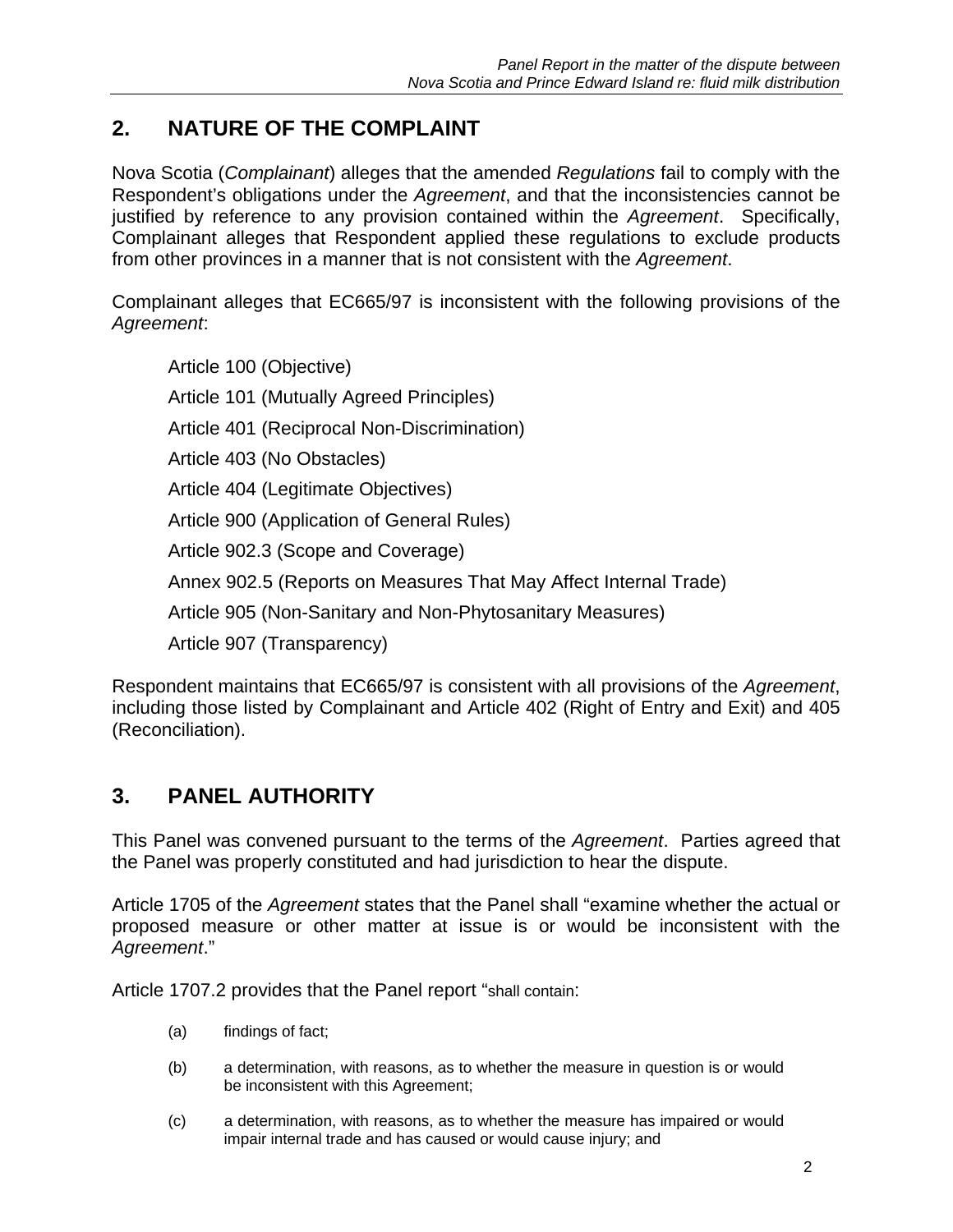## 2. NATURE OF THE COMPLAINT

Nova Scotia (*Complainant*) alleges that the amended *Regulations* fail to comply with the Respondent's obligations under the *Agreement*, and that the inconsistencies cannot be justified by reference to any provision contained within the *Agreement*. Specifically, Complainant alleges that Respondent applied these regulations to exclude products from other provinces in a manner that is not consistent with the *Agreement*.

Complainant alleges that EC665/97 is inconsistent with the following provisions of the *Agreement*:

- Article 100 (Objective)
- Article 101 (Mutually Agreed Principles)
- Article 401 (Reciprocal Non-Discrimination)
- Article 403 (No Obstacles)
- Article 404 (Legitimate Objectives)
- Article 900 (Application of General Rules)
- Article 902.3 (Scope and Coverage)
- Annex 902.5 (Reports on Measures That May Affect Internal Trade)
- Article 905 (Non-Sanitary and Non-Phytosanitary Measures)
- Article 907 (Transparency)

Respondent maintains that EC665/97 is consistent with all provisions of the *Agreement*, including those listed by Complainant and Article 402 (Right of Entry and Exit) and 405 (Reconciliation).

## 3. PANEL AUTHORITY

This Panel was convened pursuant to the terms of the *Agreement*. Parties agreed that the Panel was properly constituted and had jurisdiction to hear the dispute.

Article 1705 of the *Agreement* states that the Panel shall "examine whether the actual or proposed measure or other matter at issue is or would be inconsistent with the *Agreement*."

Article 1707.2 provides that the Panel report "shall contain:

(a) findings of fact;

(b) a determination, with reasons, as to whether the measure in question is or would be inconsistent with this Agreement;

(c) a determination, with reasons, as to whether the measure has impaired or would impair internal trade and has caused or would cause injury; and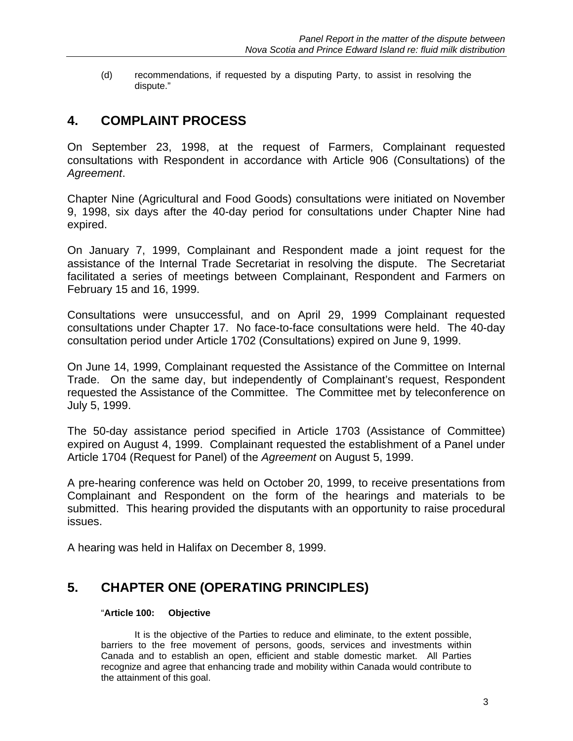(d) recommendations, if requested by a disputing Party, to assist in resolving the dispute."

## 4. COMPLAINT PROCESS

On September 23, 1998, at the request of Farmers, Complainant requested consultations with Respondent in accordance with Article 906 (Consultations) of the *Agreement*.

Chapter Nine (Agricultural and Food Goods) consultations were initiated on November 9, 1998, six days after the 40-day period for consultations under Chapter Nine had expired.

On January 7, 1999, Complainant and Respondent made a joint request for the assistance of the Internal Trade Secretariat in resolving the dispute. The Secretariat facilitated a series of meetings between Complainant, Respondent and Farmers on February 15 and 16, 1999.

Consultations were unsuccessful, and on April 29, 1999 Complainant requested consultations under Chapter 17. No face-to-face consultations were held. The 40-day consultation period under Article 1702 (Consultations) expired on June 9, 1999.

On June 14, 1999, Complainant requested the Assistance of the Committee on Internal Trade. On the same day, but independently of Complainant's request, Respondent requested the Assistance of the Committee. The Committee met by teleconference on July 5, 1999.

The 50-day assistance period specified in Article 1703 (Assistance of Committee) expired on August 4, 1999. Complainant requested the establishment of a Panel under Article 1704 (Request for Panel) of the *Agreement* on August 5, 1999.

A pre-hearing conference was held on October 20, 1999, to receive presentations from Complainant and Respondent on the form of the hearings and materials to be submitted. This hearing provided the disputants with an opportunity to raise procedural issues.

A hearing was held in Halifax on December 8, 1999.

## 5. CHAPTER ONE (OPERATING PRINCIPLES)

"**Article 100: Objective**

It is the objective of the Parties to reduce and eliminate, to the extent possible, barriers to the free movement of persons, goods, services and investments within Canada and to establish an open, efficient and stable domestic market. All Parties recognize and agree that enhancing trade and mobility within Canada would contribute to the attainment of this goal.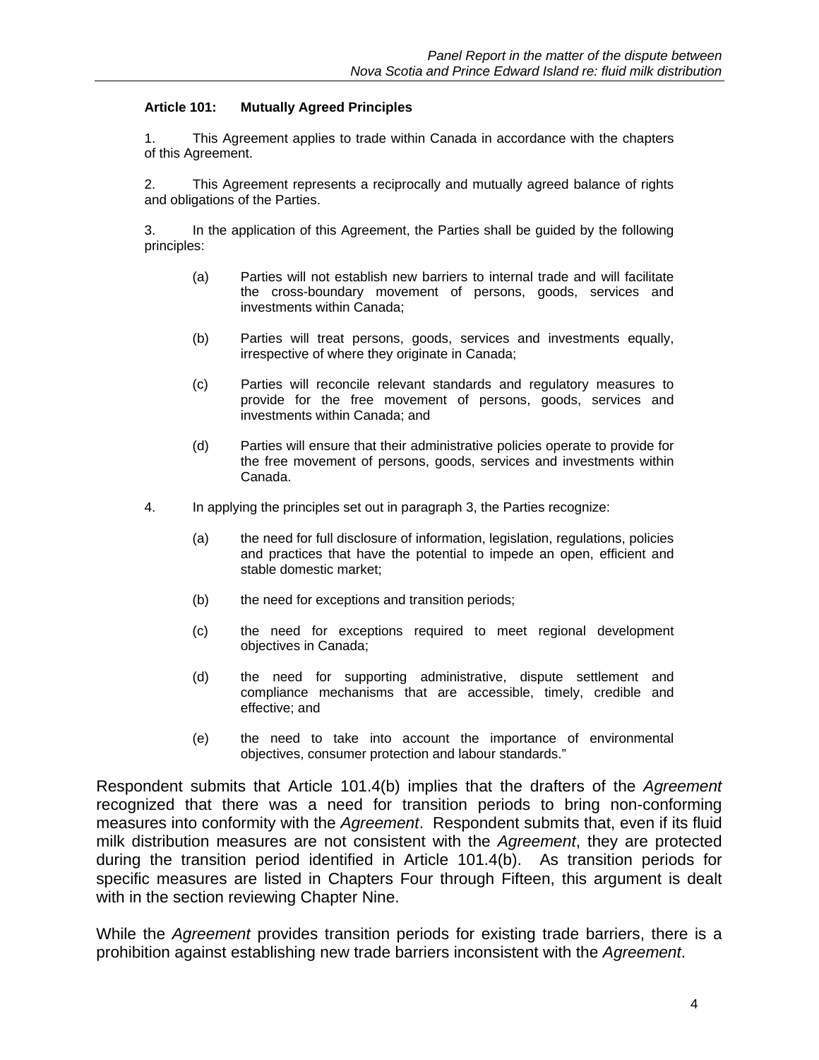**Article 101: Mutually Agreed Principles**

1. This Agreement applies to trade within Canada in accordance with the chapters of this Agreement.

2. This Agreement represents a reciprocally and mutually agreed balance of rights and obligations of the Parties.

3. In the application of this Agreement, the Parties shall be guided by the following principles:

   (a) Parties will not establish new barriers to internal trade and will facilitate the cross-boundary movement of persons, goods, services and investments within Canada;

   (b) Parties will treat persons, goods, services and investments equally, irrespective of where they originate in Canada;

   (c) Parties will reconcile relevant standards and regulatory measures to provide for the free movement of persons, goods, services and investments within Canada; and

   (d) Parties will ensure that their administrative policies operate to provide for the free movement of persons, goods, services and investments within Canada.

4. In applying the principles set out in paragraph 3, the Parties recognize:

   (a) the need for full disclosure of information, legislation, regulations, policies and practices that have the potential to impede an open, efficient and stable domestic market;

   (b) the need for exceptions and transition periods;

   (c) the need for exceptions required to meet regional development objectives in Canada;

   (d) the need for supporting administrative, dispute settlement and compliance mechanisms that are accessible, timely, credible and effective; and

   (e) the need to take into account the importance of environmental objectives, consumer protection and labour standards."

Respondent submits that Article 101.4(b) implies that the drafters of the *Agreement* recognized that there was a need for transition periods to bring non-conforming measures into conformity with the *Agreement*. Respondent submits that, even if its fluid milk distribution measures are not consistent with the *Agreement*, they are protected during the transition period identified in Article 101.4(b). As transition periods for specific measures are listed in Chapters Four through Fifteen, this argument is dealt with in the section reviewing Chapter Nine.

While the *Agreement* provides transition periods for existing trade barriers, there is a prohibition against establishing new trade barriers inconsistent with the *Agreement*.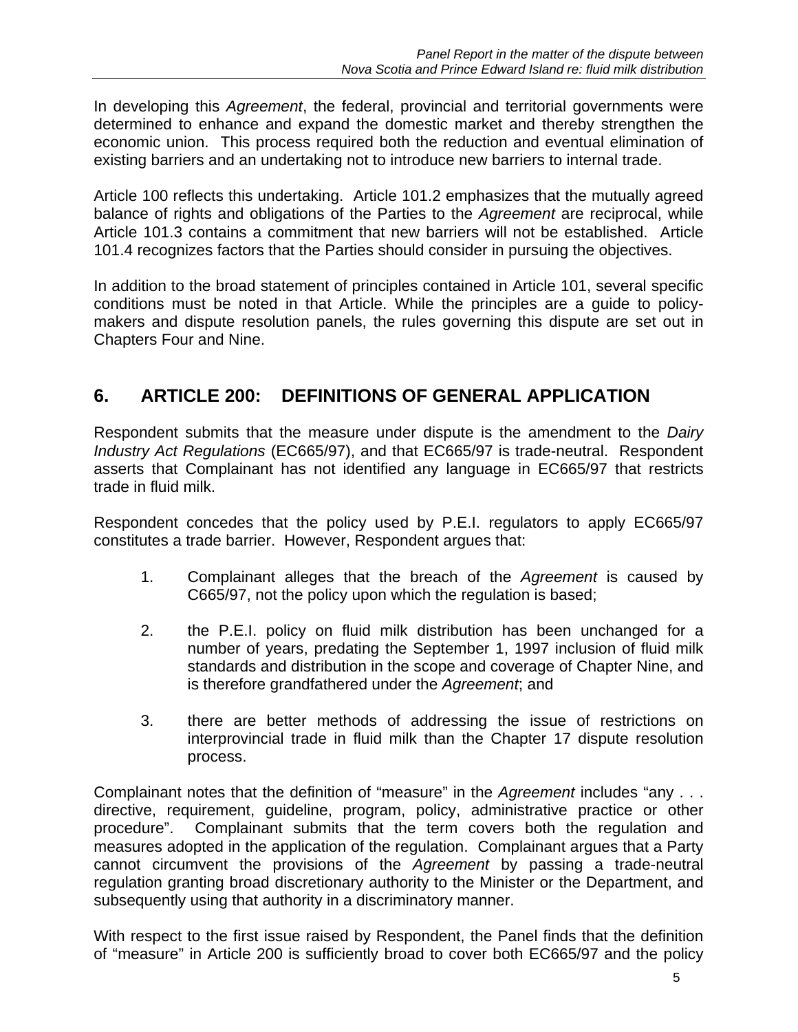In developing this *Agreement*, the federal, provincial and territorial governments were determined to enhance and expand the domestic market and thereby strengthen the economic union. This process required both the reduction and eventual elimination of existing barriers and an undertaking not to introduce new barriers to internal trade.

Article 100 reflects this undertaking. Article 101.2 emphasizes that the mutually agreed balance of rights and obligations of the Parties to the *Agreement* are reciprocal, while Article 101.3 contains a commitment that new barriers will not be established. Article 101.4 recognizes factors that the Parties should consider in pursuing the objectives.

In addition to the broad statement of principles contained in Article 101, several specific conditions must be noted in that Article. While the principles are a guide to policy-makers and dispute resolution panels, the rules governing this dispute are set out in Chapters Four and Nine.

## 6. ARTICLE 200: DEFINITIONS OF GENERAL APPLICATION

Respondent submits that the measure under dispute is the amendment to the *Dairy Industry Act Regulations* (EC665/97), and that EC665/97 is trade-neutral. Respondent asserts that Complainant has not identified any language in EC665/97 that restricts trade in fluid milk.

Respondent concedes that the policy used by P.E.I. regulators to apply EC665/97 constitutes a trade barrier. However, Respondent argues that:

1. Complainant alleges that the breach of the *Agreement* is caused by C665/97, not the policy upon which the regulation is based;

2. the P.E.I. policy on fluid milk distribution has been unchanged for a number of years, predating the September 1, 1997 inclusion of fluid milk standards and distribution in the scope and coverage of Chapter Nine, and is therefore grandfathered under the *Agreement*; and

3. there are better methods of addressing the issue of restrictions on interprovincial trade in fluid milk than the Chapter 17 dispute resolution process.

Complainant notes that the definition of "measure" in the *Agreement* includes "any . . . directive, requirement, guideline, program, policy, administrative practice or other procedure". Complainant submits that the term covers both the regulation and measures adopted in the application of the regulation. Complainant argues that a Party cannot circumvent the provisions of the *Agreement* by passing a trade-neutral regulation granting broad discretionary authority to the Minister or the Department, and subsequently using that authority in a discriminatory manner.

With respect to the first issue raised by Respondent, the Panel finds that the definition of "measure" in Article 200 is sufficiently broad to cover both EC665/97 and the policy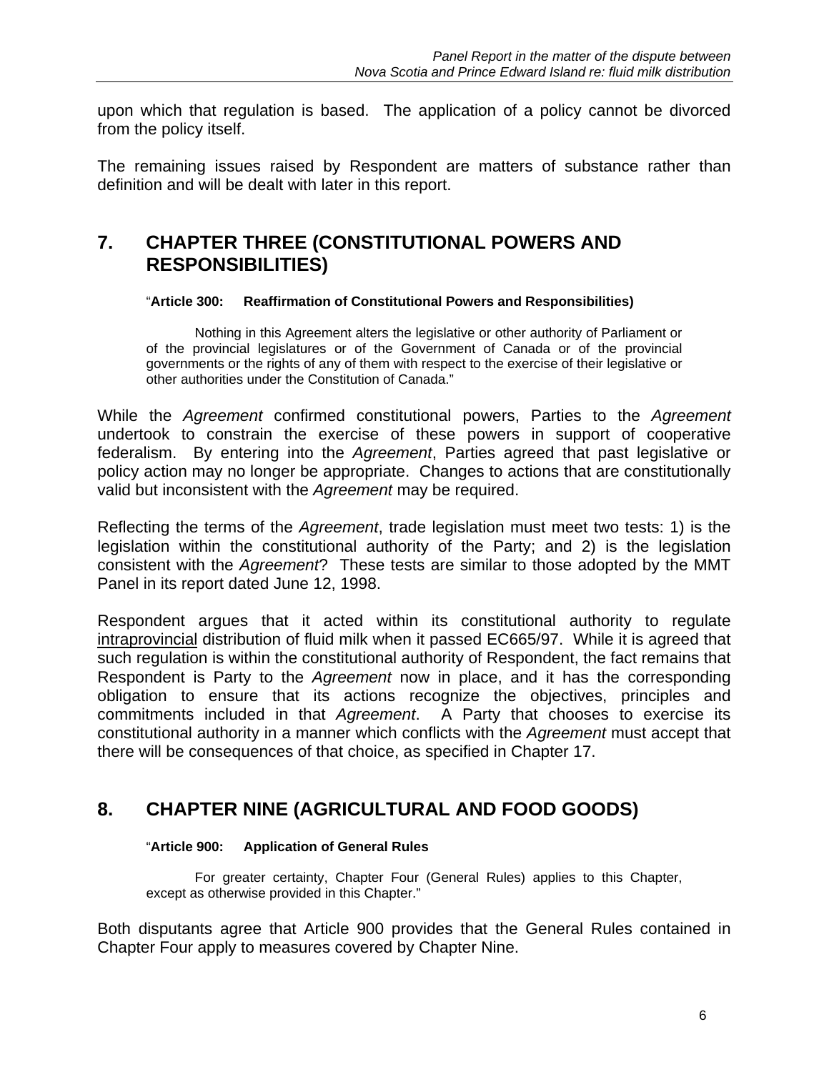upon which that regulation is based. The application of a policy cannot be divorced from the policy itself.

The remaining issues raised by Respondent are matters of substance rather than definition and will be dealt with later in this report.

## 7. CHAPTER THREE (CONSTITUTIONAL POWERS AND RESPONSIBILITIES)

> "**Article 300: Reaffirmation of Constitutional Powers and Responsibilities)**
>
> Nothing in this Agreement alters the legislative or other authority of Parliament or of the provincial legislatures or of the Government of Canada or of the provincial governments or the rights of any of them with respect to the exercise of their legislative or other authorities under the Constitution of Canada."

While the *Agreement* confirmed constitutional powers, Parties to the *Agreement* undertook to constrain the exercise of these powers in support of cooperative federalism. By entering into the *Agreement*, Parties agreed that past legislative or policy action may no longer be appropriate. Changes to actions that are constitutionally valid but inconsistent with the *Agreement* may be required.

Reflecting the terms of the *Agreement*, trade legislation must meet two tests: 1) is the legislation within the constitutional authority of the Party; and 2) is the legislation consistent with the *Agreement*? These tests are similar to those adopted by the MMT Panel in its report dated June 12, 1998.

Respondent argues that it acted within its constitutional authority to regulate <u>intraprovincial</u> distribution of fluid milk when it passed EC665/97. While it is agreed that such regulation is within the constitutional authority of Respondent, the fact remains that Respondent is Party to the *Agreement* now in place, and it has the corresponding obligation to ensure that its actions recognize the objectives, principles and commitments included in that *Agreement*. A Party that chooses to exercise its constitutional authority in a manner which conflicts with the *Agreement* must accept that there will be consequences of that choice, as specified in Chapter 17.

## 8. CHAPTER NINE (AGRICULTURAL AND FOOD GOODS)

> "**Article 900: Application of General Rules**
>
> For greater certainty, Chapter Four (General Rules) applies to this Chapter, except as otherwise provided in this Chapter."

Both disputants agree that Article 900 provides that the General Rules contained in Chapter Four apply to measures covered by Chapter Nine.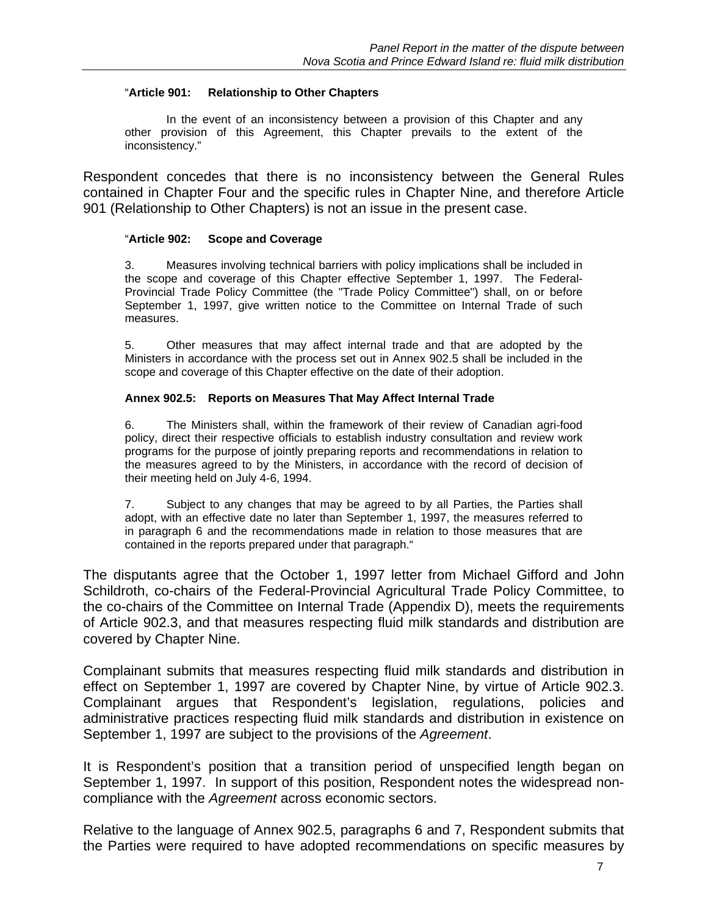> "**Article 901: Relationship to Other Chapters**
>
> In the event of an inconsistency between a provision of this Chapter and any other provision of this Agreement, this Chapter prevails to the extent of the inconsistency."

Respondent concedes that there is no inconsistency between the General Rules contained in Chapter Four and the specific rules in Chapter Nine, and therefore Article 901 (Relationship to Other Chapters) is not an issue in the present case.

> "**Article 902: Scope and Coverage**
>
> 3. Measures involving technical barriers with policy implications shall be included in the scope and coverage of this Chapter effective September 1, 1997. The Federal-Provincial Trade Policy Committee (the "Trade Policy Committee") shall, on or before September 1, 1997, give written notice to the Committee on Internal Trade of such measures.
>
> 5. Other measures that may affect internal trade and that are adopted by the Ministers in accordance with the process set out in Annex 902.5 shall be included in the scope and coverage of this Chapter effective on the date of their adoption.
>
> **Annex 902.5: Reports on Measures That May Affect Internal Trade**
>
> 6. The Ministers shall, within the framework of their review of Canadian agri-food policy, direct their respective officials to establish industry consultation and review work programs for the purpose of jointly preparing reports and recommendations in relation to the measures agreed to by the Ministers, in accordance with the record of decision of their meeting held on July 4-6, 1994.
>
> 7. Subject to any changes that may be agreed to by all Parties, the Parties shall adopt, with an effective date no later than September 1, 1997, the measures referred to in paragraph 6 and the recommendations made in relation to those measures that are contained in the reports prepared under that paragraph."

The disputants agree that the October 1, 1997 letter from Michael Gifford and John Schildroth, co-chairs of the Federal-Provincial Agricultural Trade Policy Committee, to the co-chairs of the Committee on Internal Trade (Appendix D), meets the requirements of Article 902.3, and that measures respecting fluid milk standards and distribution are covered by Chapter Nine.

Complainant submits that measures respecting fluid milk standards and distribution in effect on September 1, 1997 are covered by Chapter Nine, by virtue of Article 902.3. Complainant argues that Respondent's legislation, regulations, policies and administrative practices respecting fluid milk standards and distribution in existence on September 1, 1997 are subject to the provisions of the *Agreement*.

It is Respondent's position that a transition period of unspecified length began on September 1, 1997. In support of this position, Respondent notes the widespread non-compliance with the *Agreement* across economic sectors.

Relative to the language of Annex 902.5, paragraphs 6 and 7, Respondent submits that the Parties were required to have adopted recommendations on specific measures by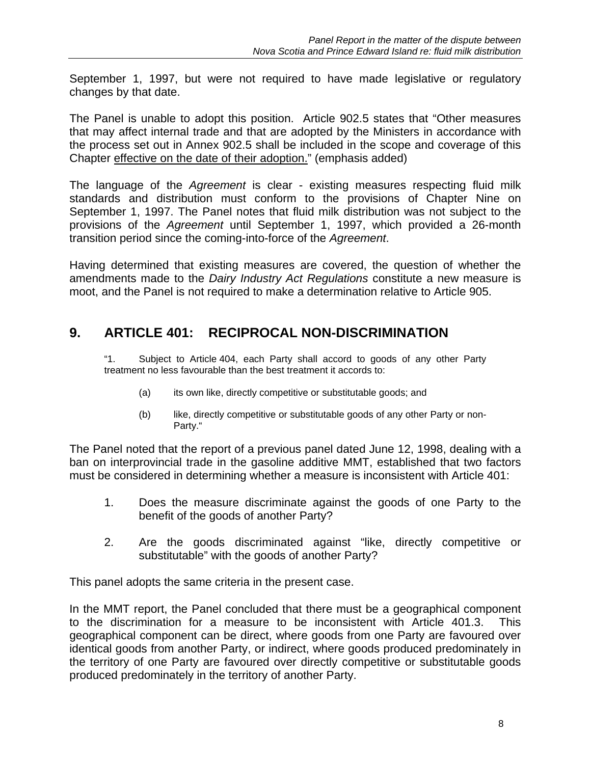September 1, 1997, but were not required to have made legislative or regulatory changes by that date.

The Panel is unable to adopt this position. Article 902.5 states that "Other measures that may affect internal trade and that are adopted by the Ministers in accordance with the process set out in Annex 902.5 shall be included in the scope and coverage of this Chapter <u>effective on the date of their adoption.</u>" (emphasis added)

The language of the *Agreement* is clear - existing measures respecting fluid milk standards and distribution must conform to the provisions of Chapter Nine on September 1, 1997. The Panel notes that fluid milk distribution was not subject to the provisions of the *Agreement* until September 1, 1997, which provided a 26-month transition period since the coming-into-force of the *Agreement*.

Having determined that existing measures are covered, the question of whether the amendments made to the *Dairy Industry Act Regulations* constitute a new measure is moot, and the Panel is not required to make a determination relative to Article 905.

## 9. ARTICLE 401: RECIPROCAL NON-DISCRIMINATION

> "1. Subject to Article 404, each Party shall accord to goods of any other Party treatment no less favourable than the best treatment it accords to:
>
> (a) its own like, directly competitive or substitutable goods; and
>
> (b) like, directly competitive or substitutable goods of any other Party or non-Party."

The Panel noted that the report of a previous panel dated June 12, 1998, dealing with a ban on interprovincial trade in the gasoline additive MMT, established that two factors must be considered in determining whether a measure is inconsistent with Article 401:

1. Does the measure discriminate against the goods of one Party to the benefit of the goods of another Party?
2. Are the goods discriminated against "like, directly competitive or substitutable" with the goods of another Party?

This panel adopts the same criteria in the present case.

In the MMT report, the Panel concluded that there must be a geographical component to the discrimination for a measure to be inconsistent with Article 401.3. This geographical component can be direct, where goods from one Party are favoured over identical goods from another Party, or indirect, where goods produced predominately in the territory of one Party are favoured over directly competitive or substitutable goods produced predominately in the territory of another Party.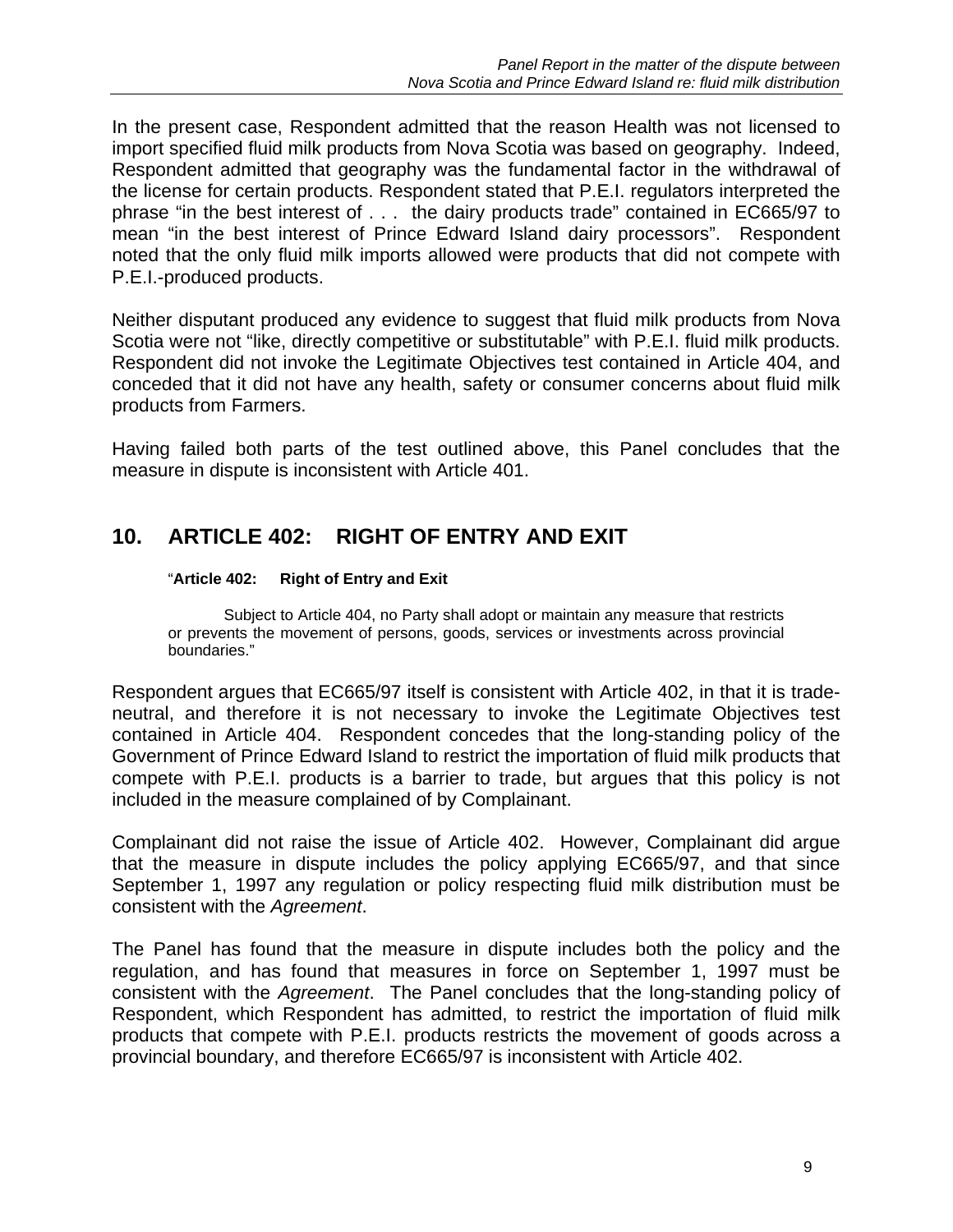In the present case, Respondent admitted that the reason Health was not licensed to import specified fluid milk products from Nova Scotia was based on geography. Indeed, Respondent admitted that geography was the fundamental factor in the withdrawal of the license for certain products. Respondent stated that P.E.I. regulators interpreted the phrase "in the best interest of . . . the dairy products trade" contained in EC665/97 to mean "in the best interest of Prince Edward Island dairy processors". Respondent noted that the only fluid milk imports allowed were products that did not compete with P.E.I.-produced products.

Neither disputant produced any evidence to suggest that fluid milk products from Nova Scotia were not "like, directly competitive or substitutable" with P.E.I. fluid milk products. Respondent did not invoke the Legitimate Objectives test contained in Article 404, and conceded that it did not have any health, safety or consumer concerns about fluid milk products from Farmers.

Having failed both parts of the test outlined above, this Panel concludes that the measure in dispute is inconsistent with Article 401.

## 10. ARTICLE 402: RIGHT OF ENTRY AND EXIT

> "**Article 402: Right of Entry and Exit**
>
> Subject to Article 404, no Party shall adopt or maintain any measure that restricts or prevents the movement of persons, goods, services or investments across provincial boundaries."

Respondent argues that EC665/97 itself is consistent with Article 402, in that it is trade-neutral, and therefore it is not necessary to invoke the Legitimate Objectives test contained in Article 404. Respondent concedes that the long-standing policy of the Government of Prince Edward Island to restrict the importation of fluid milk products that compete with P.E.I. products is a barrier to trade, but argues that this policy is not included in the measure complained of by Complainant.

Complainant did not raise the issue of Article 402. However, Complainant did argue that the measure in dispute includes the policy applying EC665/97, and that since September 1, 1997 any regulation or policy respecting fluid milk distribution must be consistent with the *Agreement*.

The Panel has found that the measure in dispute includes both the policy and the regulation, and has found that measures in force on September 1, 1997 must be consistent with the *Agreement*. The Panel concludes that the long-standing policy of Respondent, which Respondent has admitted, to restrict the importation of fluid milk products that compete with P.E.I. products restricts the movement of goods across a provincial boundary, and therefore EC665/97 is inconsistent with Article 402.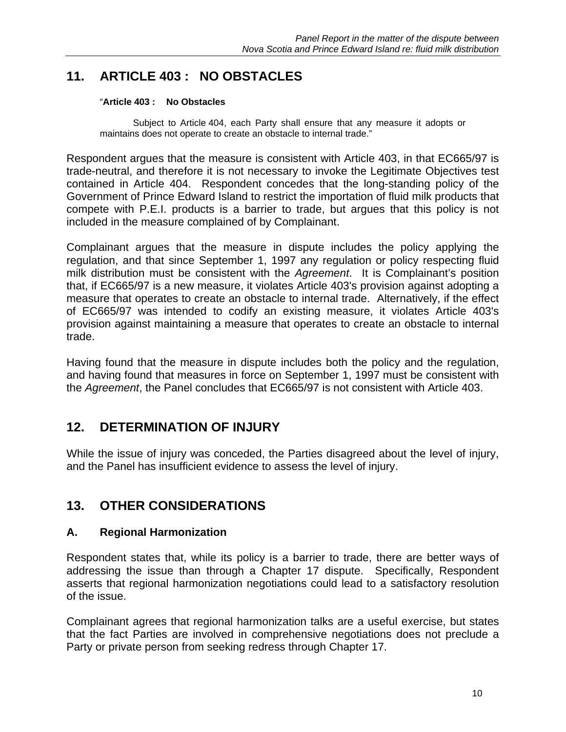## 11. ARTICLE 403 : NO OBSTACLES

> "**Article 403 : No Obstacles**
>
> Subject to Article 404, each Party shall ensure that any measure it adopts or maintains does not operate to create an obstacle to internal trade."

Respondent argues that the measure is consistent with Article 403, in that EC665/97 is trade-neutral, and therefore it is not necessary to invoke the Legitimate Objectives test contained in Article 404. Respondent concedes that the long-standing policy of the Government of Prince Edward Island to restrict the importation of fluid milk products that compete with P.E.I. products is a barrier to trade, but argues that this policy is not included in the measure complained of by Complainant.

Complainant argues that the measure in dispute includes the policy applying the regulation, and that since September 1, 1997 any regulation or policy respecting fluid milk distribution must be consistent with the *Agreement*. It is Complainant's position that, if EC665/97 is a new measure, it violates Article 403's provision against adopting a measure that operates to create an obstacle to internal trade. Alternatively, if the effect of EC665/97 was intended to codify an existing measure, it violates Article 403's provision against maintaining a measure that operates to create an obstacle to internal trade.

Having found that the measure in dispute includes both the policy and the regulation, and having found that measures in force on September 1, 1997 must be consistent with the *Agreement*, the Panel concludes that EC665/97 is not consistent with Article 403.

## 12. DETERMINATION OF INJURY

While the issue of injury was conceded, the Parties disagreed about the level of injury, and the Panel has insufficient evidence to assess the level of injury.

## 13. OTHER CONSIDERATIONS

### A. Regional Harmonization

Respondent states that, while its policy is a barrier to trade, there are better ways of addressing the issue than through a Chapter 17 dispute. Specifically, Respondent asserts that regional harmonization negotiations could lead to a satisfactory resolution of the issue.

Complainant agrees that regional harmonization talks are a useful exercise, but states that the fact Parties are involved in comprehensive negotiations does not preclude a Party or private person from seeking redress through Chapter 17.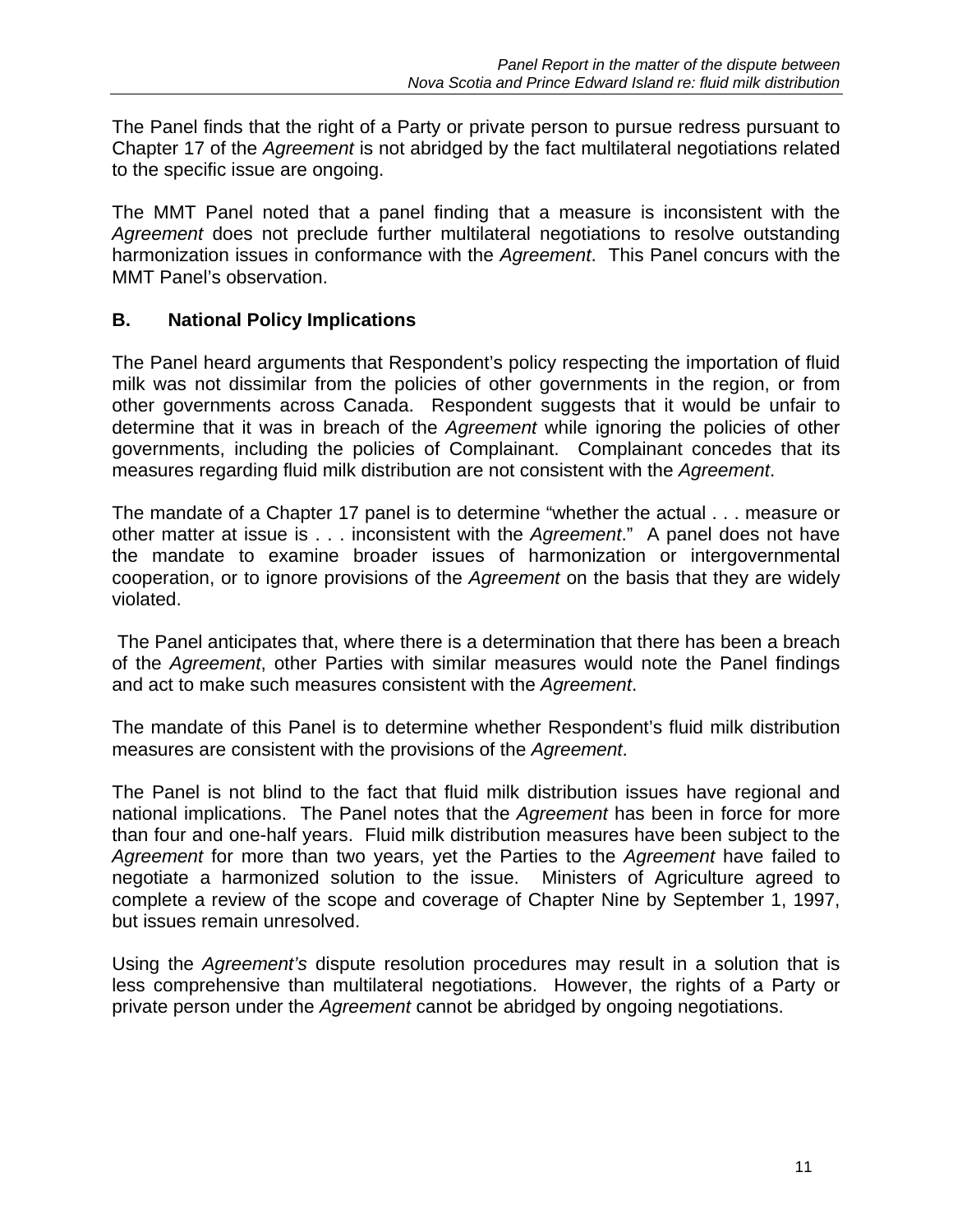The Panel finds that the right of a Party or private person to pursue redress pursuant to Chapter 17 of the *Agreement* is not abridged by the fact multilateral negotiations related to the specific issue are ongoing.

The MMT Panel noted that a panel finding that a measure is inconsistent with the *Agreement* does not preclude further multilateral negotiations to resolve outstanding harmonization issues in conformance with the *Agreement*. This Panel concurs with the MMT Panel's observation.

## B. National Policy Implications

The Panel heard arguments that Respondent's policy respecting the importation of fluid milk was not dissimilar from the policies of other governments in the region, or from other governments across Canada. Respondent suggests that it would be unfair to determine that it was in breach of the *Agreement* while ignoring the policies of other governments, including the policies of Complainant. Complainant concedes that its measures regarding fluid milk distribution are not consistent with the *Agreement*.

The mandate of a Chapter 17 panel is to determine "whether the actual . . . measure or other matter at issue is . . . inconsistent with the *Agreement*." A panel does not have the mandate to examine broader issues of harmonization or intergovernmental cooperation, or to ignore provisions of the *Agreement* on the basis that they are widely violated.

The Panel anticipates that, where there is a determination that there has been a breach of the *Agreement*, other Parties with similar measures would note the Panel findings and act to make such measures consistent with the *Agreement*.

The mandate of this Panel is to determine whether Respondent's fluid milk distribution measures are consistent with the provisions of the *Agreement*.

The Panel is not blind to the fact that fluid milk distribution issues have regional and national implications. The Panel notes that the *Agreement* has been in force for more than four and one-half years. Fluid milk distribution measures have been subject to the *Agreement* for more than two years, yet the Parties to the *Agreement* have failed to negotiate a harmonized solution to the issue. Ministers of Agriculture agreed to complete a review of the scope and coverage of Chapter Nine by September 1, 1997, but issues remain unresolved.

Using the *Agreement's* dispute resolution procedures may result in a solution that is less comprehensive than multilateral negotiations. However, the rights of a Party or private person under the *Agreement* cannot be abridged by ongoing negotiations.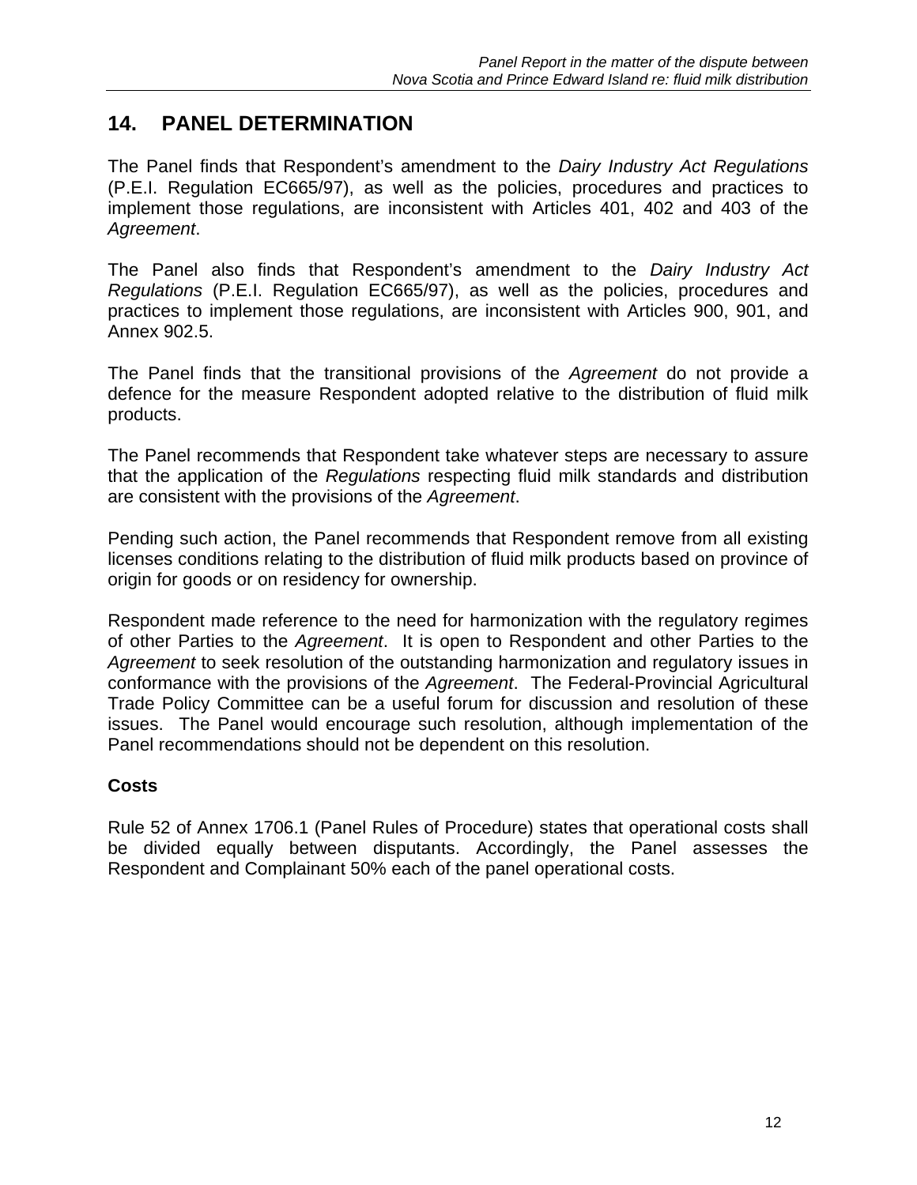## 14. PANEL DETERMINATION

The Panel finds that Respondent's amendment to the *Dairy Industry Act Regulations* (P.E.I. Regulation EC665/97), as well as the policies, procedures and practices to implement those regulations, are inconsistent with Articles 401, 402 and 403 of the *Agreement*.

The Panel also finds that Respondent's amendment to the *Dairy Industry Act Regulations* (P.E.I. Regulation EC665/97), as well as the policies, procedures and practices to implement those regulations, are inconsistent with Articles 900, 901, and Annex 902.5.

The Panel finds that the transitional provisions of the *Agreement* do not provide a defence for the measure Respondent adopted relative to the distribution of fluid milk products.

The Panel recommends that Respondent take whatever steps are necessary to assure that the application of the *Regulations* respecting fluid milk standards and distribution are consistent with the provisions of the *Agreement*.

Pending such action, the Panel recommends that Respondent remove from all existing licenses conditions relating to the distribution of fluid milk products based on province of origin for goods or on residency for ownership.

Respondent made reference to the need for harmonization with the regulatory regimes of other Parties to the *Agreement*. It is open to Respondent and other Parties to the *Agreement* to seek resolution of the outstanding harmonization and regulatory issues in conformance with the provisions of the *Agreement*. The Federal-Provincial Agricultural Trade Policy Committee can be a useful forum for discussion and resolution of these issues. The Panel would encourage such resolution, although implementation of the Panel recommendations should not be dependent on this resolution.

### Costs

Rule 52 of Annex 1706.1 (Panel Rules of Procedure) states that operational costs shall be divided equally between disputants. Accordingly, the Panel assesses the Respondent and Complainant 50% each of the panel operational costs.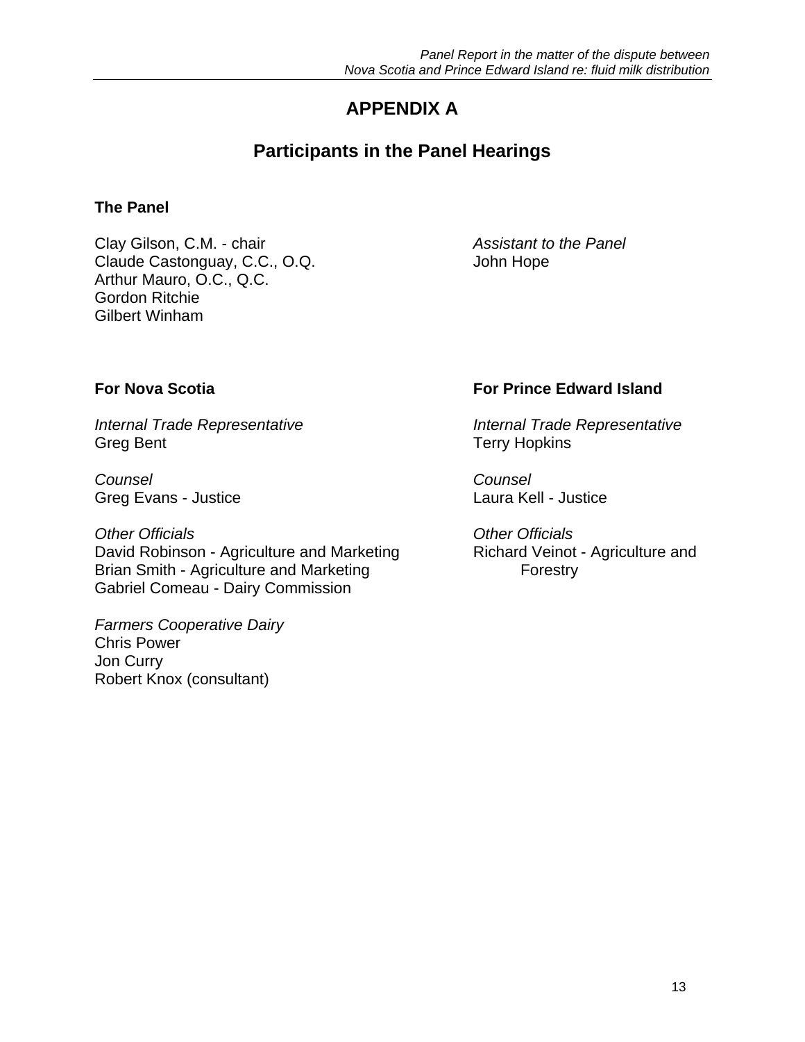# APPENDIX A

## Participants in the Panel Hearings

### The Panel

Clay Gilson, C.M. - chair
Claude Castonguay, C.C., O.Q.
Arthur Mauro, O.C., Q.C.
Gordon Ritchie
Gilbert Winham

*Assistant to the Panel*
John Hope

### For Nova Scotia

*Internal Trade Representative*
Greg Bent

*Counsel*
Greg Evans - Justice

*Other Officials*
David Robinson - Agriculture and Marketing
Brian Smith - Agriculture and Marketing
Gabriel Comeau - Dairy Commission

*Farmers Cooperative Dairy*
Chris Power
Jon Curry
Robert Knox (consultant)

### For Prince Edward Island

*Internal Trade Representative*
Terry Hopkins

*Counsel*
Laura Kell - Justice

*Other Officials*
Richard Veinot - Agriculture and Forestry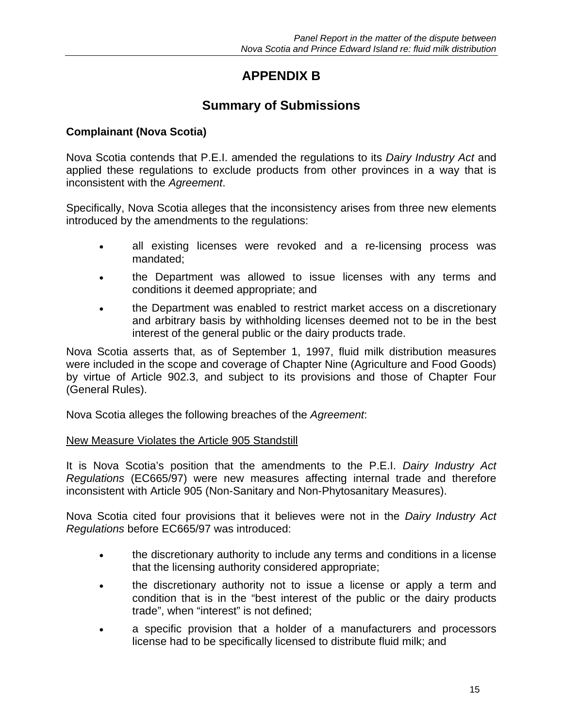# APPENDIX B

## Summary of Submissions

### Complainant (Nova Scotia)

Nova Scotia contends that P.E.I. amended the regulations to its *Dairy Industry Act* and applied these regulations to exclude products from other provinces in a way that is inconsistent with the *Agreement*.

Specifically, Nova Scotia alleges that the inconsistency arises from three new elements introduced by the amendments to the regulations:

- all existing licenses were revoked and a re-licensing process was mandated;
- the Department was allowed to issue licenses with any terms and conditions it deemed appropriate; and
- the Department was enabled to restrict market access on a discretionary and arbitrary basis by withholding licenses deemed not to be in the best interest of the general public or the dairy products trade.

Nova Scotia asserts that, as of September 1, 1997, fluid milk distribution measures were included in the scope and coverage of Chapter Nine (Agriculture and Food Goods) by virtue of Article 902.3, and subject to its provisions and those of Chapter Four (General Rules).

Nova Scotia alleges the following breaches of the *Agreement*:

<u>New Measure Violates the Article 905 Standstill</u>

It is Nova Scotia's position that the amendments to the P.E.I. *Dairy Industry Act Regulations* (EC665/97) were new measures affecting internal trade and therefore inconsistent with Article 905 (Non-Sanitary and Non-Phytosanitary Measures).

Nova Scotia cited four provisions that it believes were not in the *Dairy Industry Act Regulations* before EC665/97 was introduced:

- the discretionary authority to include any terms and conditions in a license that the licensing authority considered appropriate;
- the discretionary authority not to issue a license or apply a term and condition that is in the "best interest of the public or the dairy products trade", when "interest" is not defined;
- a specific provision that a holder of a manufacturers and processors license had to be specifically licensed to distribute fluid milk; and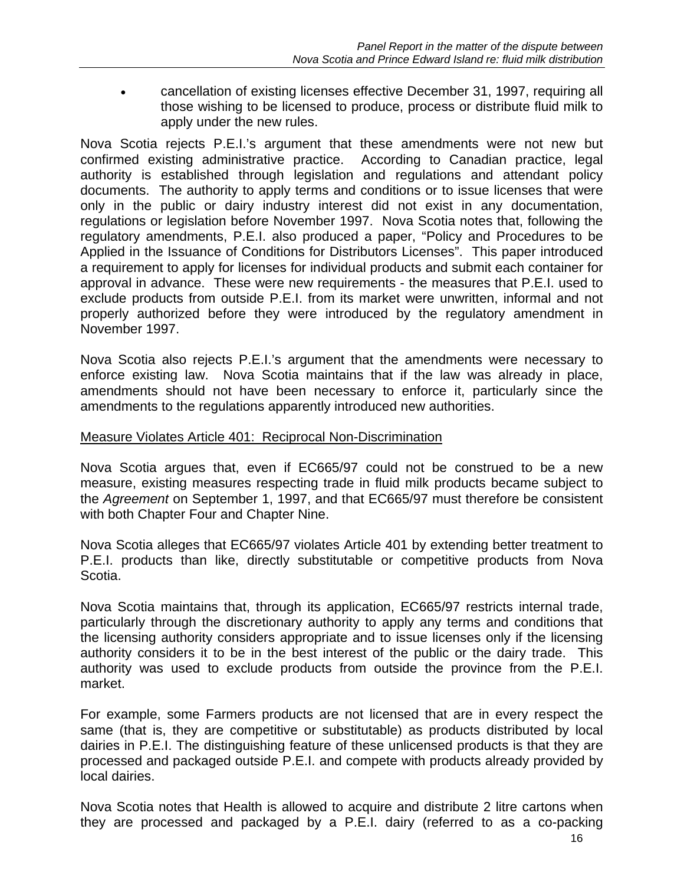- cancellation of existing licenses effective December 31, 1997, requiring all those wishing to be licensed to produce, process or distribute fluid milk to apply under the new rules.

Nova Scotia rejects P.E.I.'s argument that these amendments were not new but confirmed existing administrative practice. According to Canadian practice, legal authority is established through legislation and regulations and attendant policy documents. The authority to apply terms and conditions or to issue licenses that were only in the public or dairy industry interest did not exist in any documentation, regulations or legislation before November 1997. Nova Scotia notes that, following the regulatory amendments, P.E.I. also produced a paper, "Policy and Procedures to be Applied in the Issuance of Conditions for Distributors Licenses". This paper introduced a requirement to apply for licenses for individual products and submit each container for approval in advance. These were new requirements - the measures that P.E.I. used to exclude products from outside P.E.I. from its market were unwritten, informal and not properly authorized before they were introduced by the regulatory amendment in November 1997.

Nova Scotia also rejects P.E.I.'s argument that the amendments were necessary to enforce existing law. Nova Scotia maintains that if the law was already in place, amendments should not have been necessary to enforce it, particularly since the amendments to the regulations apparently introduced new authorities.

Measure Violates Article 401: Reciprocal Non-Discrimination

Nova Scotia argues that, even if EC665/97 could not be construed to be a new measure, existing measures respecting trade in fluid milk products became subject to the *Agreement* on September 1, 1997, and that EC665/97 must therefore be consistent with both Chapter Four and Chapter Nine.

Nova Scotia alleges that EC665/97 violates Article 401 by extending better treatment to P.E.I. products than like, directly substitutable or competitive products from Nova Scotia.

Nova Scotia maintains that, through its application, EC665/97 restricts internal trade, particularly through the discretionary authority to apply any terms and conditions that the licensing authority considers appropriate and to issue licenses only if the licensing authority considers it to be in the best interest of the public or the dairy trade. This authority was used to exclude products from outside the province from the P.E.I. market.

For example, some Farmers products are not licensed that are in every respect the same (that is, they are competitive or substitutable) as products distributed by local dairies in P.E.I. The distinguishing feature of these unlicensed products is that they are processed and packaged outside P.E.I. and compete with products already provided by local dairies.

Nova Scotia notes that Health is allowed to acquire and distribute 2 litre cartons when they are processed and packaged by a P.E.I. dairy (referred to as a co-packing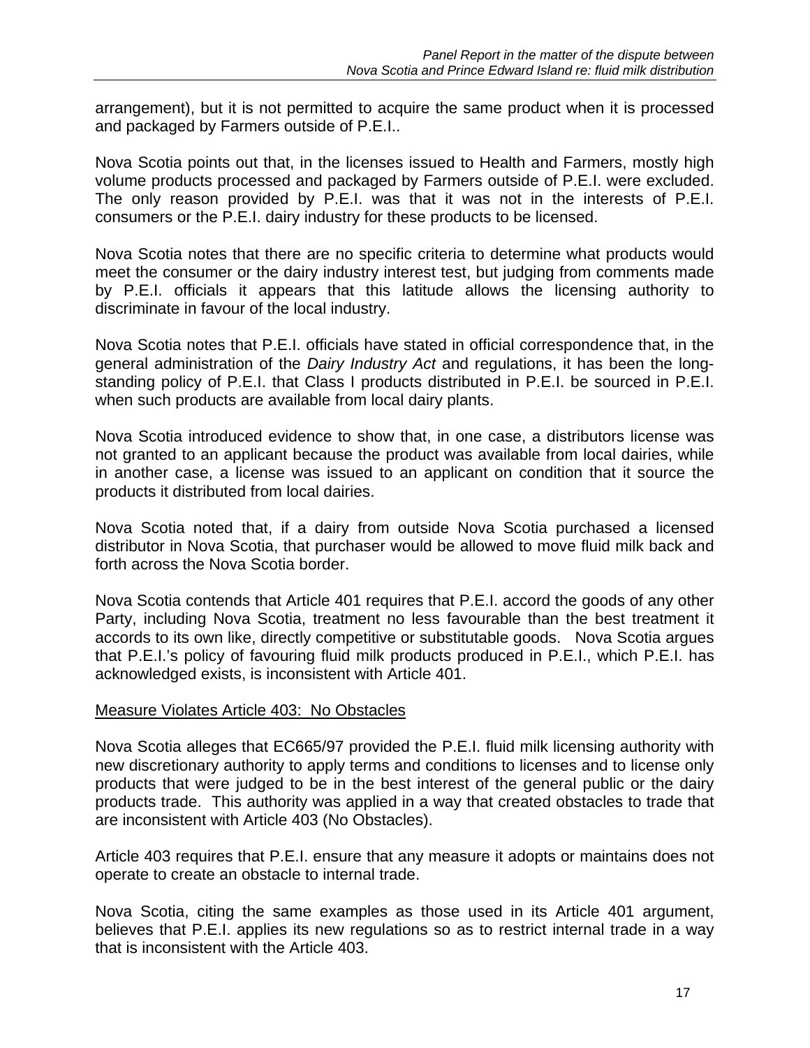arrangement), but it is not permitted to acquire the same product when it is processed and packaged by Farmers outside of P.E.I..

Nova Scotia points out that, in the licenses issued to Health and Farmers, mostly high volume products processed and packaged by Farmers outside of P.E.I. were excluded. The only reason provided by P.E.I. was that it was not in the interests of P.E.I. consumers or the P.E.I. dairy industry for these products to be licensed.

Nova Scotia notes that there are no specific criteria to determine what products would meet the consumer or the dairy industry interest test, but judging from comments made by P.E.I. officials it appears that this latitude allows the licensing authority to discriminate in favour of the local industry.

Nova Scotia notes that P.E.I. officials have stated in official correspondence that, in the general administration of the *Dairy Industry Act* and regulations, it has been the long-standing policy of P.E.I. that Class I products distributed in P.E.I. be sourced in P.E.I. when such products are available from local dairy plants.

Nova Scotia introduced evidence to show that, in one case, a distributors license was not granted to an applicant because the product was available from local dairies, while in another case, a license was issued to an applicant on condition that it source the products it distributed from local dairies.

Nova Scotia noted that, if a dairy from outside Nova Scotia purchased a licensed distributor in Nova Scotia, that purchaser would be allowed to move fluid milk back and forth across the Nova Scotia border.

Nova Scotia contends that Article 401 requires that P.E.I. accord the goods of any other Party, including Nova Scotia, treatment no less favourable than the best treatment it accords to its own like, directly competitive or substitutable goods. Nova Scotia argues that P.E.I.'s policy of favouring fluid milk products produced in P.E.I., which P.E.I. has acknowledged exists, is inconsistent with Article 401.

<u>Measure Violates Article 403: No Obstacles</u>

Nova Scotia alleges that EC665/97 provided the P.E.I. fluid milk licensing authority with new discretionary authority to apply terms and conditions to licenses and to license only products that were judged to be in the best interest of the general public or the dairy products trade. This authority was applied in a way that created obstacles to trade that are inconsistent with Article 403 (No Obstacles).

Article 403 requires that P.E.I. ensure that any measure it adopts or maintains does not operate to create an obstacle to internal trade.

Nova Scotia, citing the same examples as those used in its Article 401 argument, believes that P.E.I. applies its new regulations so as to restrict internal trade in a way that is inconsistent with the Article 403.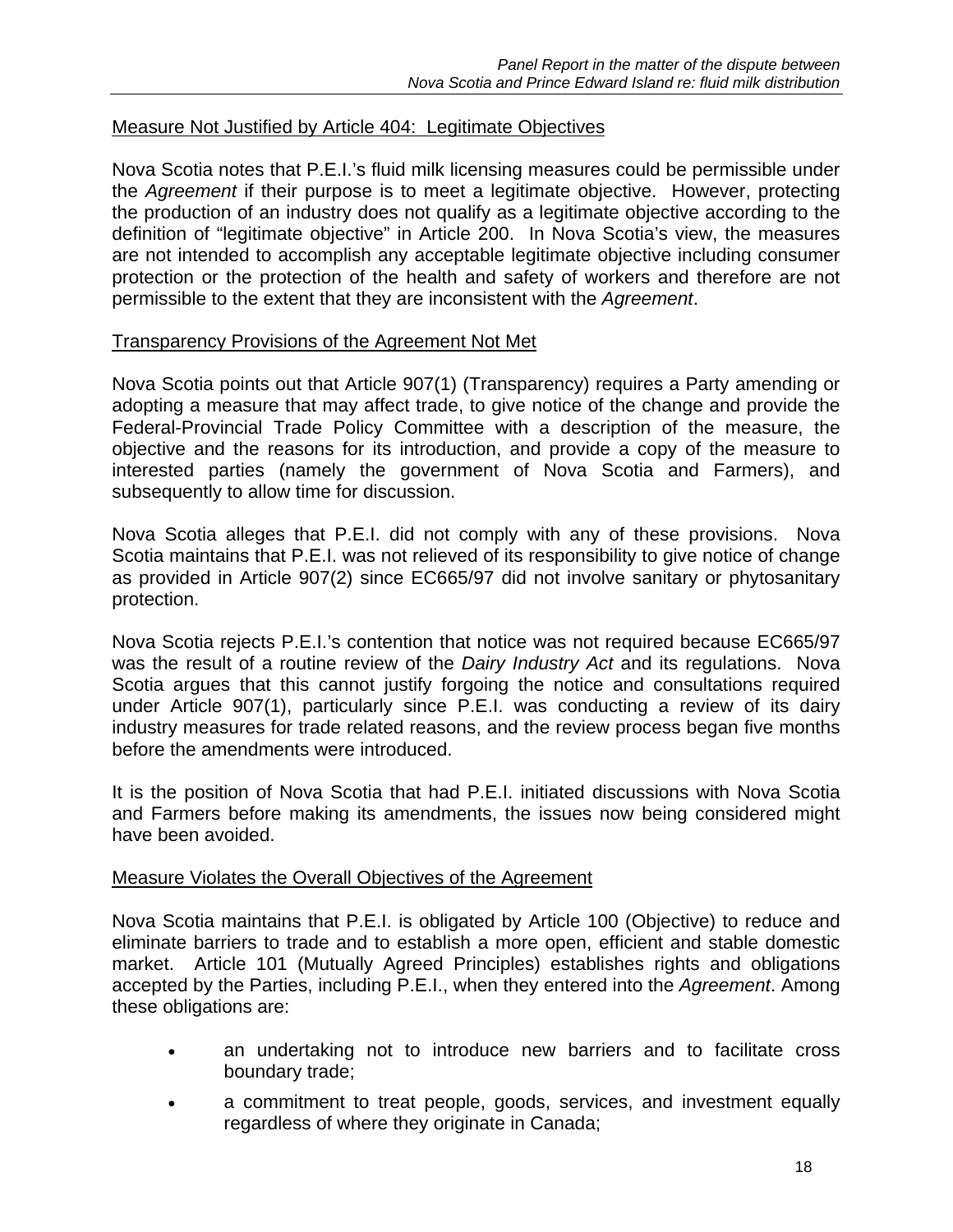<u>Measure Not Justified by Article 404: Legitimate Objectives</u>

Nova Scotia notes that P.E.I.'s fluid milk licensing measures could be permissible under the *Agreement* if their purpose is to meet a legitimate objective. However, protecting the production of an industry does not qualify as a legitimate objective according to the definition of "legitimate objective" in Article 200. In Nova Scotia's view, the measures are not intended to accomplish any acceptable legitimate objective including consumer protection or the protection of the health and safety of workers and therefore are not permissible to the extent that they are inconsistent with the *Agreement*.

<u>Transparency Provisions of the Agreement Not Met</u>

Nova Scotia points out that Article 907(1) (Transparency) requires a Party amending or adopting a measure that may affect trade, to give notice of the change and provide the Federal-Provincial Trade Policy Committee with a description of the measure, the objective and the reasons for its introduction, and provide a copy of the measure to interested parties (namely the government of Nova Scotia and Farmers), and subsequently to allow time for discussion.

Nova Scotia alleges that P.E.I. did not comply with any of these provisions. Nova Scotia maintains that P.E.I. was not relieved of its responsibility to give notice of change as provided in Article 907(2) since EC665/97 did not involve sanitary or phytosanitary protection.

Nova Scotia rejects P.E.I.'s contention that notice was not required because EC665/97 was the result of a routine review of the *Dairy Industry Act* and its regulations. Nova Scotia argues that this cannot justify forgoing the notice and consultations required under Article 907(1), particularly since P.E.I. was conducting a review of its dairy industry measures for trade related reasons, and the review process began five months before the amendments were introduced.

It is the position of Nova Scotia that had P.E.I. initiated discussions with Nova Scotia and Farmers before making its amendments, the issues now being considered might have been avoided.

<u>Measure Violates the Overall Objectives of the Agreement</u>

Nova Scotia maintains that P.E.I. is obligated by Article 100 (Objective) to reduce and eliminate barriers to trade and to establish a more open, efficient and stable domestic market. Article 101 (Mutually Agreed Principles) establishes rights and obligations accepted by the Parties, including P.E.I., when they entered into the *Agreement*. Among these obligations are:

- an undertaking not to introduce new barriers and to facilitate cross boundary trade;
- a commitment to treat people, goods, services, and investment equally regardless of where they originate in Canada;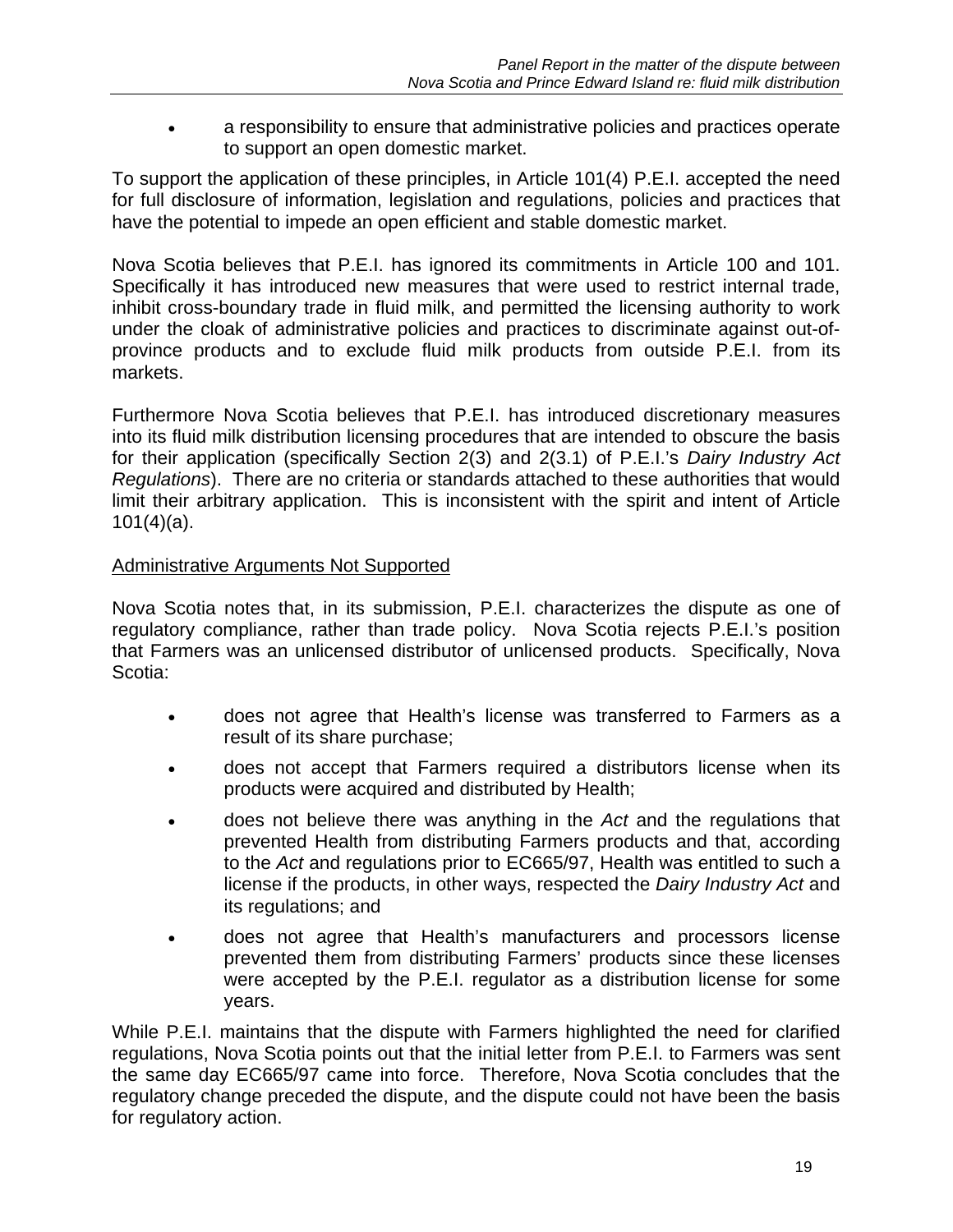- a responsibility to ensure that administrative policies and practices operate to support an open domestic market.

To support the application of these principles, in Article 101(4) P.E.I. accepted the need for full disclosure of information, legislation and regulations, policies and practices that have the potential to impede an open efficient and stable domestic market.

Nova Scotia believes that P.E.I. has ignored its commitments in Article 100 and 101. Specifically it has introduced new measures that were used to restrict internal trade, inhibit cross-boundary trade in fluid milk, and permitted the licensing authority to work under the cloak of administrative policies and practices to discriminate against out-of-province products and to exclude fluid milk products from outside P.E.I. from its markets.

Furthermore Nova Scotia believes that P.E.I. has introduced discretionary measures into its fluid milk distribution licensing procedures that are intended to obscure the basis for their application (specifically Section 2(3) and 2(3.1) of P.E.I.'s *Dairy Industry Act Regulations*). There are no criteria or standards attached to these authorities that would limit their arbitrary application. This is inconsistent with the spirit and intent of Article 101(4)(a).

<u>Administrative Arguments Not Supported</u>

Nova Scotia notes that, in its submission, P.E.I. characterizes the dispute as one of regulatory compliance, rather than trade policy. Nova Scotia rejects P.E.I.'s position that Farmers was an unlicensed distributor of unlicensed products. Specifically, Nova Scotia:

- does not agree that Health's license was transferred to Farmers as a result of its share purchase;
- does not accept that Farmers required a distributors license when its products were acquired and distributed by Health;
- does not believe there was anything in the *Act* and the regulations that prevented Health from distributing Farmers products and that, according to the *Act* and regulations prior to EC665/97, Health was entitled to such a license if the products, in other ways, respected the *Dairy Industry Act* and its regulations; and
- does not agree that Health's manufacturers and processors license prevented them from distributing Farmers' products since these licenses were accepted by the P.E.I. regulator as a distribution license for some years.

While P.E.I. maintains that the dispute with Farmers highlighted the need for clarified regulations, Nova Scotia points out that the initial letter from P.E.I. to Farmers was sent the same day EC665/97 came into force. Therefore, Nova Scotia concludes that the regulatory change preceded the dispute, and the dispute could not have been the basis for regulatory action.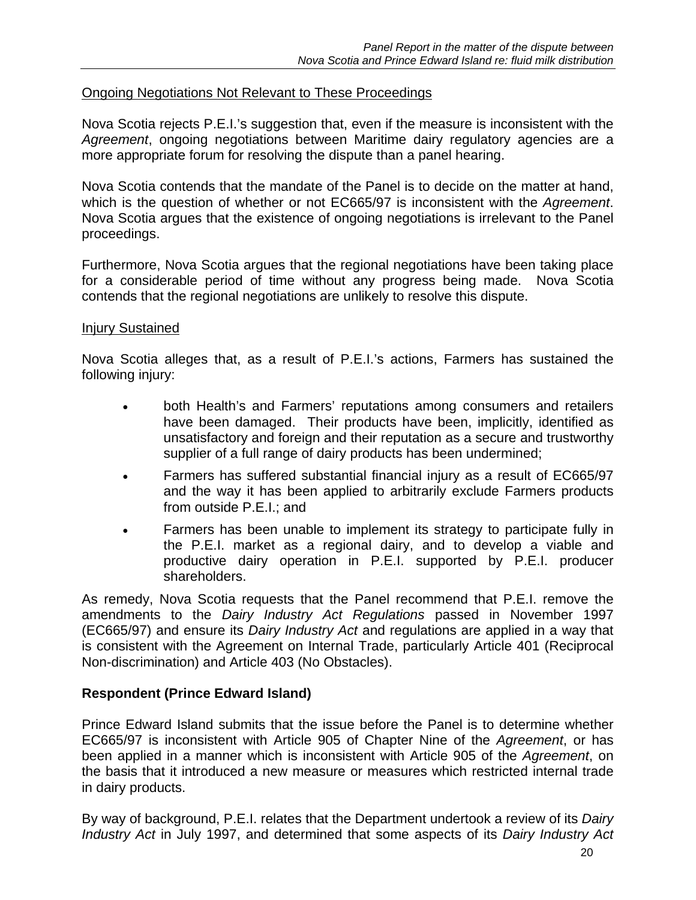Ongoing Negotiations Not Relevant to These Proceedings

Nova Scotia rejects P.E.I.'s suggestion that, even if the measure is inconsistent with the *Agreement*, ongoing negotiations between Maritime dairy regulatory agencies are a more appropriate forum for resolving the dispute than a panel hearing.

Nova Scotia contends that the mandate of the Panel is to decide on the matter at hand, which is the question of whether or not EC665/97 is inconsistent with the *Agreement*. Nova Scotia argues that the existence of ongoing negotiations is irrelevant to the Panel proceedings.

Furthermore, Nova Scotia argues that the regional negotiations have been taking place for a considerable period of time without any progress being made. Nova Scotia contends that the regional negotiations are unlikely to resolve this dispute.

Injury Sustained

Nova Scotia alleges that, as a result of P.E.I.'s actions, Farmers has sustained the following injury:

- both Health's and Farmers' reputations among consumers and retailers have been damaged. Their products have been, implicitly, identified as unsatisfactory and foreign and their reputation as a secure and trustworthy supplier of a full range of dairy products has been undermined;
- Farmers has suffered substantial financial injury as a result of EC665/97 and the way it has been applied to arbitrarily exclude Farmers products from outside P.E.I.; and
- Farmers has been unable to implement its strategy to participate fully in the P.E.I. market as a regional dairy, and to develop a viable and productive dairy operation in P.E.I. supported by P.E.I. producer shareholders.

As remedy, Nova Scotia requests that the Panel recommend that P.E.I. remove the amendments to the *Dairy Industry Act Regulations* passed in November 1997 (EC665/97) and ensure its *Dairy Industry Act* and regulations are applied in a way that is consistent with the Agreement on Internal Trade, particularly Article 401 (Reciprocal Non-discrimination) and Article 403 (No Obstacles).

**Respondent (Prince Edward Island)**

Prince Edward Island submits that the issue before the Panel is to determine whether EC665/97 is inconsistent with Article 905 of Chapter Nine of the *Agreement*, or has been applied in a manner which is inconsistent with Article 905 of the *Agreement*, on the basis that it introduced a new measure or measures which restricted internal trade in dairy products.

By way of background, P.E.I. relates that the Department undertook a review of its *Dairy Industry Act* in July 1997, and determined that some aspects of its *Dairy Industry Act*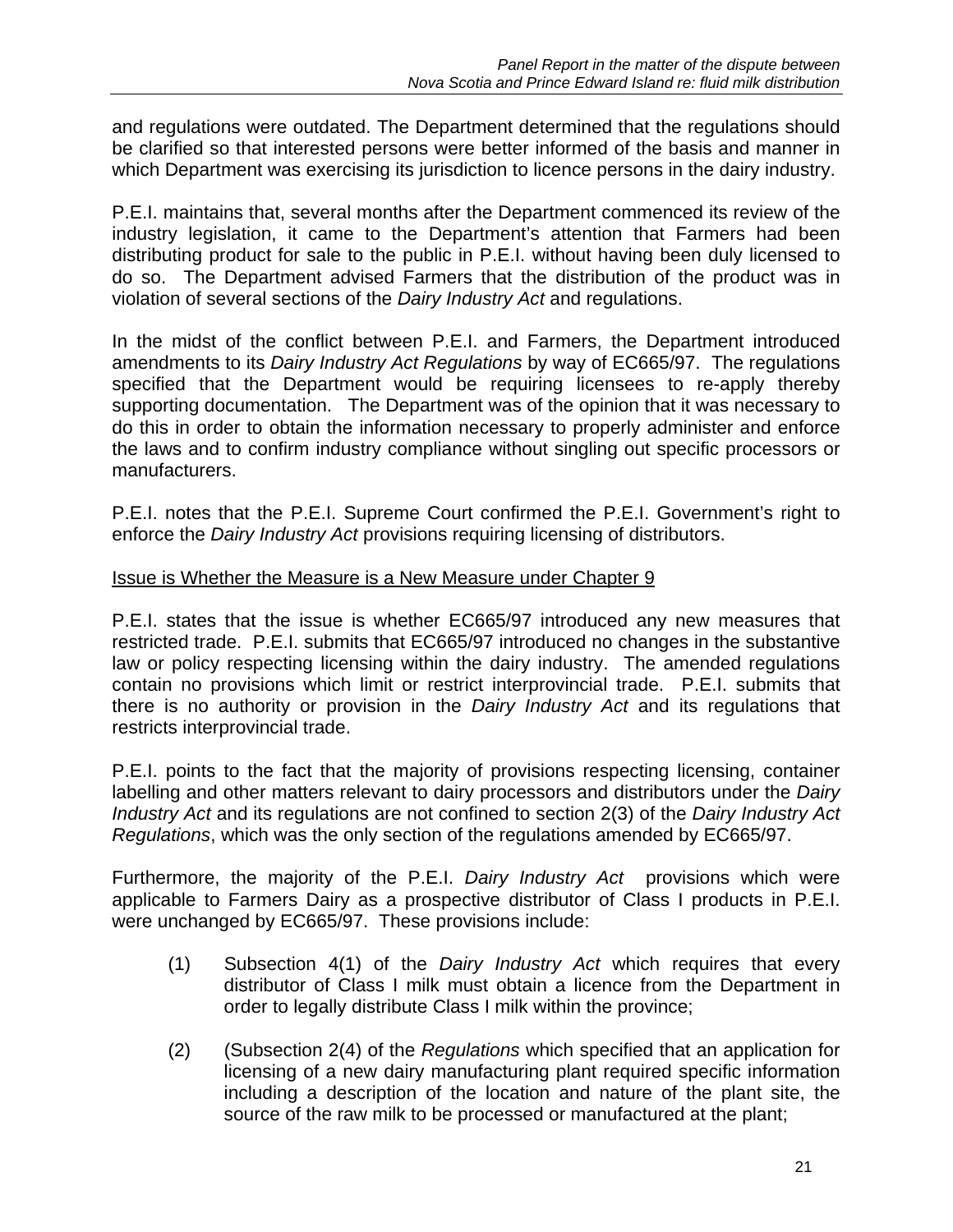and regulations were outdated. The Department determined that the regulations should be clarified so that interested persons were better informed of the basis and manner in which Department was exercising its jurisdiction to licence persons in the dairy industry.

P.E.I. maintains that, several months after the Department commenced its review of the industry legislation, it came to the Department's attention that Farmers had been distributing product for sale to the public in P.E.I. without having been duly licensed to do so. The Department advised Farmers that the distribution of the product was in violation of several sections of the *Dairy Industry Act* and regulations.

In the midst of the conflict between P.E.I. and Farmers, the Department introduced amendments to its *Dairy Industry Act Regulations* by way of EC665/97. The regulations specified that the Department would be requiring licensees to re-apply thereby supporting documentation. The Department was of the opinion that it was necessary to do this in order to obtain the information necessary to properly administer and enforce the laws and to confirm industry compliance without singling out specific processors or manufacturers.

P.E.I. notes that the P.E.I. Supreme Court confirmed the P.E.I. Government's right to enforce the *Dairy Industry Act* provisions requiring licensing of distributors.

<u>Issue is Whether the Measure is a New Measure under Chapter 9</u>

P.E.I. states that the issue is whether EC665/97 introduced any new measures that restricted trade. P.E.I. submits that EC665/97 introduced no changes in the substantive law or policy respecting licensing within the dairy industry. The amended regulations contain no provisions which limit or restrict interprovincial trade. P.E.I. submits that there is no authority or provision in the *Dairy Industry Act* and its regulations that restricts interprovincial trade.

P.E.I. points to the fact that the majority of provisions respecting licensing, container labelling and other matters relevant to dairy processors and distributors under the *Dairy Industry Act* and its regulations are not confined to section 2(3) of the *Dairy Industry Act Regulations*, which was the only section of the regulations amended by EC665/97.

Furthermore, the majority of the P.E.I. *Dairy Industry Act* provisions which were applicable to Farmers Dairy as a prospective distributor of Class I products in P.E.I. were unchanged by EC665/97. These provisions include:

(1) Subsection 4(1) of the *Dairy Industry Act* which requires that every distributor of Class I milk must obtain a licence from the Department in order to legally distribute Class I milk within the province;

(2) (Subsection 2(4) of the *Regulations* which specified that an application for licensing of a new dairy manufacturing plant required specific information including a description of the location and nature of the plant site, the source of the raw milk to be processed or manufactured at the plant;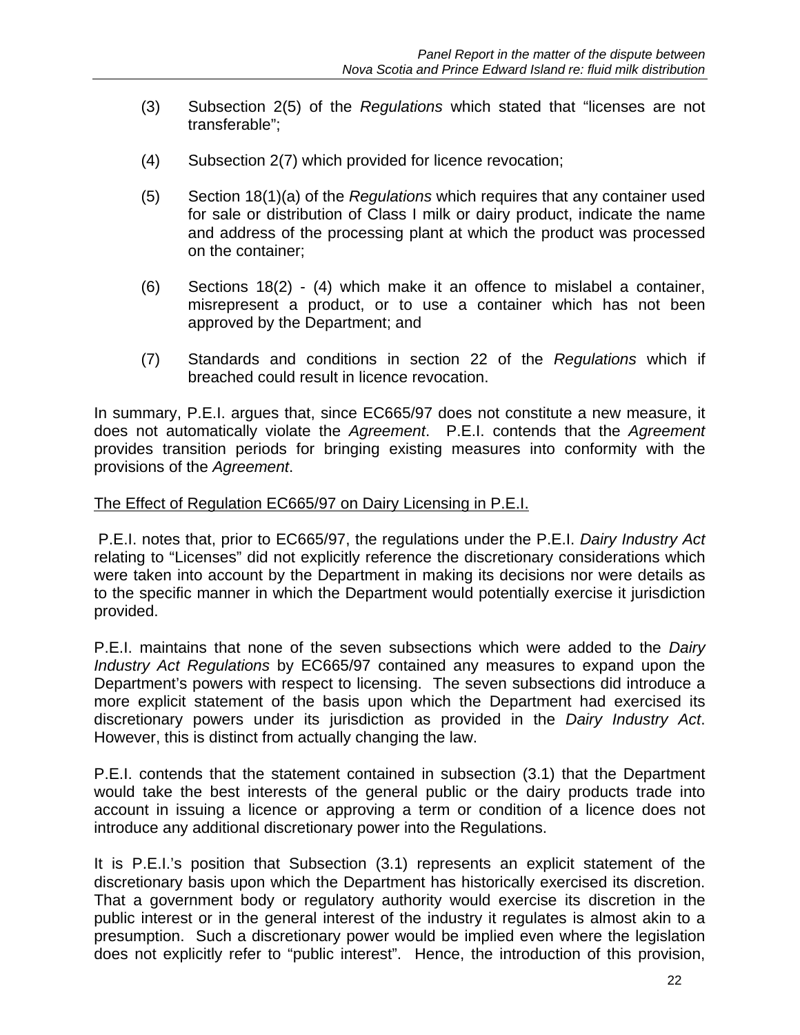(3) Subsection 2(5) of the *Regulations* which stated that "licenses are not transferable";

(4) Subsection 2(7) which provided for licence revocation;

(5) Section 18(1)(a) of the *Regulations* which requires that any container used for sale or distribution of Class I milk or dairy product, indicate the name and address of the processing plant at which the product was processed on the container;

(6) Sections 18(2) - (4) which make it an offence to mislabel a container, misrepresent a product, or to use a container which has not been approved by the Department; and

(7) Standards and conditions in section 22 of the *Regulations* which if breached could result in licence revocation.

In summary, P.E.I. argues that, since EC665/97 does not constitute a new measure, it does not automatically violate the *Agreement*. P.E.I. contends that the *Agreement* provides transition periods for bringing existing measures into conformity with the provisions of the *Agreement*.

<u>The Effect of Regulation EC665/97 on Dairy Licensing in P.E.I.</u>

P.E.I. notes that, prior to EC665/97, the regulations under the P.E.I. *Dairy Industry Act* relating to "Licenses" did not explicitly reference the discretionary considerations which were taken into account by the Department in making its decisions nor were details as to the specific manner in which the Department would potentially exercise it jurisdiction provided.

P.E.I. maintains that none of the seven subsections which were added to the *Dairy Industry Act Regulations* by EC665/97 contained any measures to expand upon the Department's powers with respect to licensing. The seven subsections did introduce a more explicit statement of the basis upon which the Department had exercised its discretionary powers under its jurisdiction as provided in the *Dairy Industry Act*. However, this is distinct from actually changing the law.

P.E.I. contends that the statement contained in subsection (3.1) that the Department would take the best interests of the general public or the dairy products trade into account in issuing a licence or approving a term or condition of a licence does not introduce any additional discretionary power into the Regulations.

It is P.E.I.'s position that Subsection (3.1) represents an explicit statement of the discretionary basis upon which the Department has historically exercised its discretion. That a government body or regulatory authority would exercise its discretion in the public interest or in the general interest of the industry it regulates is almost akin to a presumption. Such a discretionary power would be implied even where the legislation does not explicitly refer to "public interest". Hence, the introduction of this provision,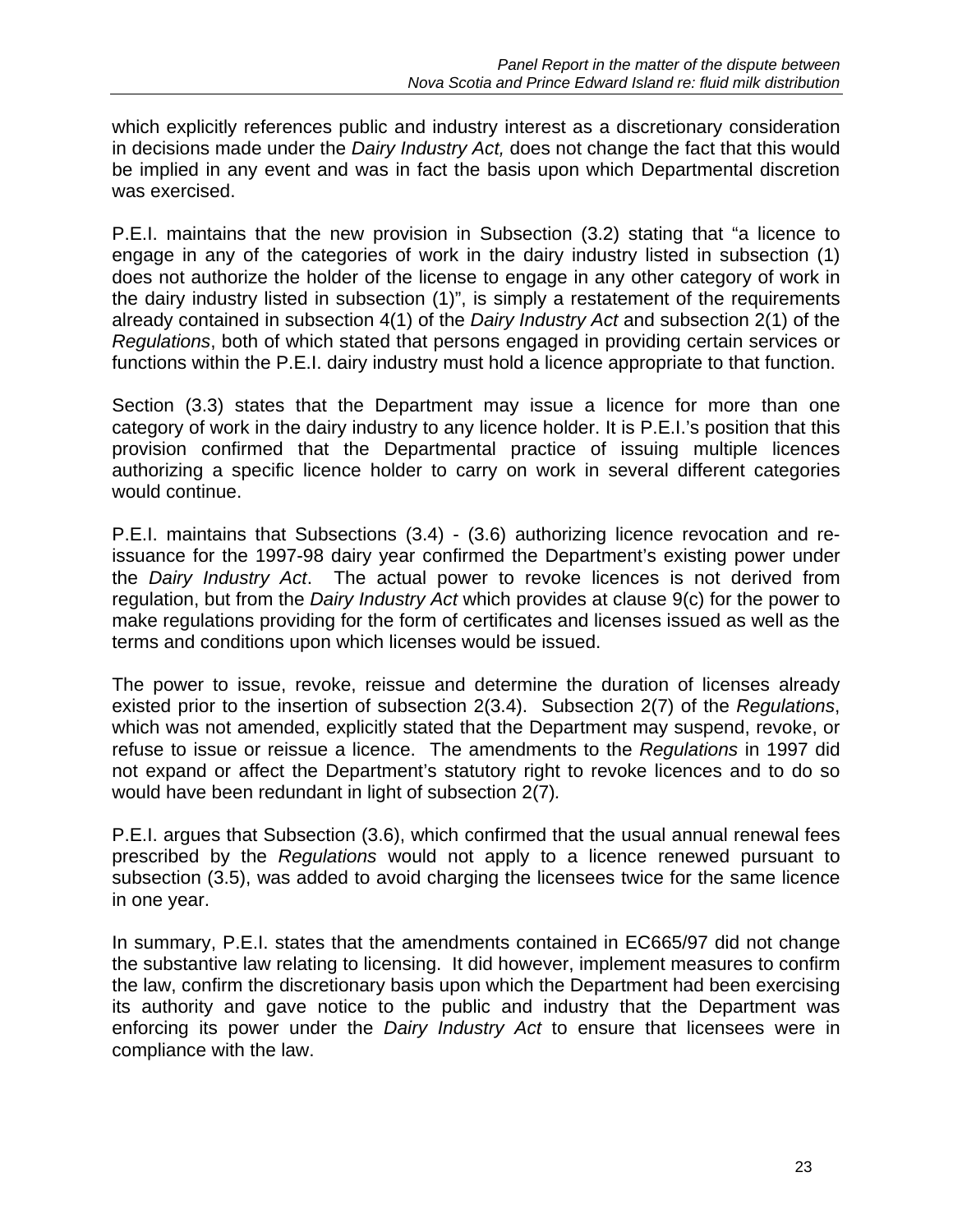which explicitly references public and industry interest as a discretionary consideration in decisions made under the *Dairy Industry Act,* does not change the fact that this would be implied in any event and was in fact the basis upon which Departmental discretion was exercised.

P.E.I. maintains that the new provision in Subsection (3.2) stating that "a licence to engage in any of the categories of work in the dairy industry listed in subsection (1) does not authorize the holder of the license to engage in any other category of work in the dairy industry listed in subsection (1)", is simply a restatement of the requirements already contained in subsection 4(1) of the *Dairy Industry Act* and subsection 2(1) of the *Regulations*, both of which stated that persons engaged in providing certain services or functions within the P.E.I. dairy industry must hold a licence appropriate to that function.

Section (3.3) states that the Department may issue a licence for more than one category of work in the dairy industry to any licence holder. It is P.E.I.'s position that this provision confirmed that the Departmental practice of issuing multiple licences authorizing a specific licence holder to carry on work in several different categories would continue.

P.E.I. maintains that Subsections (3.4) - (3.6) authorizing licence revocation and re-issuance for the 1997-98 dairy year confirmed the Department's existing power under the *Dairy Industry Act*. The actual power to revoke licences is not derived from regulation, but from the *Dairy Industry Act* which provides at clause 9(c) for the power to make regulations providing for the form of certificates and licenses issued as well as the terms and conditions upon which licenses would be issued.

The power to issue, revoke, reissue and determine the duration of licenses already existed prior to the insertion of subsection 2(3.4). Subsection 2(7) of the *Regulations*, which was not amended, explicitly stated that the Department may suspend, revoke, or refuse to issue or reissue a licence. The amendments to the *Regulations* in 1997 did not expand or affect the Department's statutory right to revoke licences and to do so would have been redundant in light of subsection 2(7)*.*

P.E.I. argues that Subsection (3.6), which confirmed that the usual annual renewal fees prescribed by the *Regulations* would not apply to a licence renewed pursuant to subsection (3.5), was added to avoid charging the licensees twice for the same licence in one year.

In summary, P.E.I. states that the amendments contained in EC665/97 did not change the substantive law relating to licensing. It did however, implement measures to confirm the law, confirm the discretionary basis upon which the Department had been exercising its authority and gave notice to the public and industry that the Department was enforcing its power under the *Dairy Industry Act* to ensure that licensees were in compliance with the law.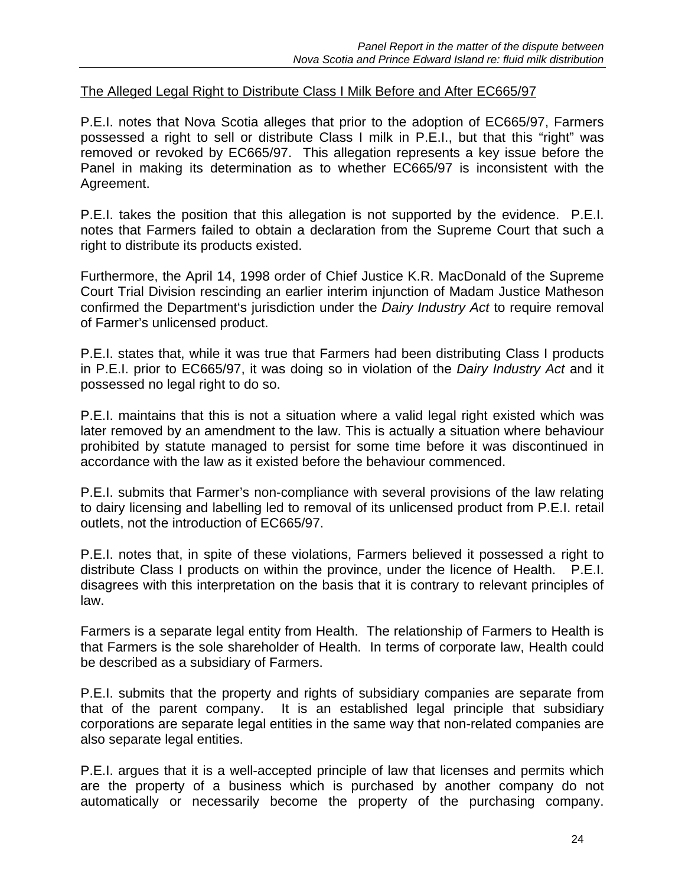The Alleged Legal Right to Distribute Class I Milk Before and After EC665/97

P.E.I. notes that Nova Scotia alleges that prior to the adoption of EC665/97, Farmers possessed a right to sell or distribute Class I milk in P.E.I., but that this "right" was removed or revoked by EC665/97. This allegation represents a key issue before the Panel in making its determination as to whether EC665/97 is inconsistent with the Agreement.

P.E.I. takes the position that this allegation is not supported by the evidence. P.E.I. notes that Farmers failed to obtain a declaration from the Supreme Court that such a right to distribute its products existed.

Furthermore, the April 14, 1998 order of Chief Justice K.R. MacDonald of the Supreme Court Trial Division rescinding an earlier interim injunction of Madam Justice Matheson confirmed the Department's jurisdiction under the *Dairy Industry Act* to require removal of Farmer's unlicensed product.

P.E.I. states that, while it was true that Farmers had been distributing Class I products in P.E.I. prior to EC665/97, it was doing so in violation of the *Dairy Industry Act* and it possessed no legal right to do so.

P.E.I. maintains that this is not a situation where a valid legal right existed which was later removed by an amendment to the law. This is actually a situation where behaviour prohibited by statute managed to persist for some time before it was discontinued in accordance with the law as it existed before the behaviour commenced.

P.E.I. submits that Farmer's non-compliance with several provisions of the law relating to dairy licensing and labelling led to removal of its unlicensed product from P.E.I. retail outlets, not the introduction of EC665/97.

P.E.I. notes that, in spite of these violations, Farmers believed it possessed a right to distribute Class I products on within the province, under the licence of Health. P.E.I. disagrees with this interpretation on the basis that it is contrary to relevant principles of law.

Farmers is a separate legal entity from Health. The relationship of Farmers to Health is that Farmers is the sole shareholder of Health. In terms of corporate law, Health could be described as a subsidiary of Farmers.

P.E.I. submits that the property and rights of subsidiary companies are separate from that of the parent company. It is an established legal principle that subsidiary corporations are separate legal entities in the same way that non-related companies are also separate legal entities.

P.E.I. argues that it is a well-accepted principle of law that licenses and permits which are the property of a business which is purchased by another company do not automatically or necessarily become the property of the purchasing company.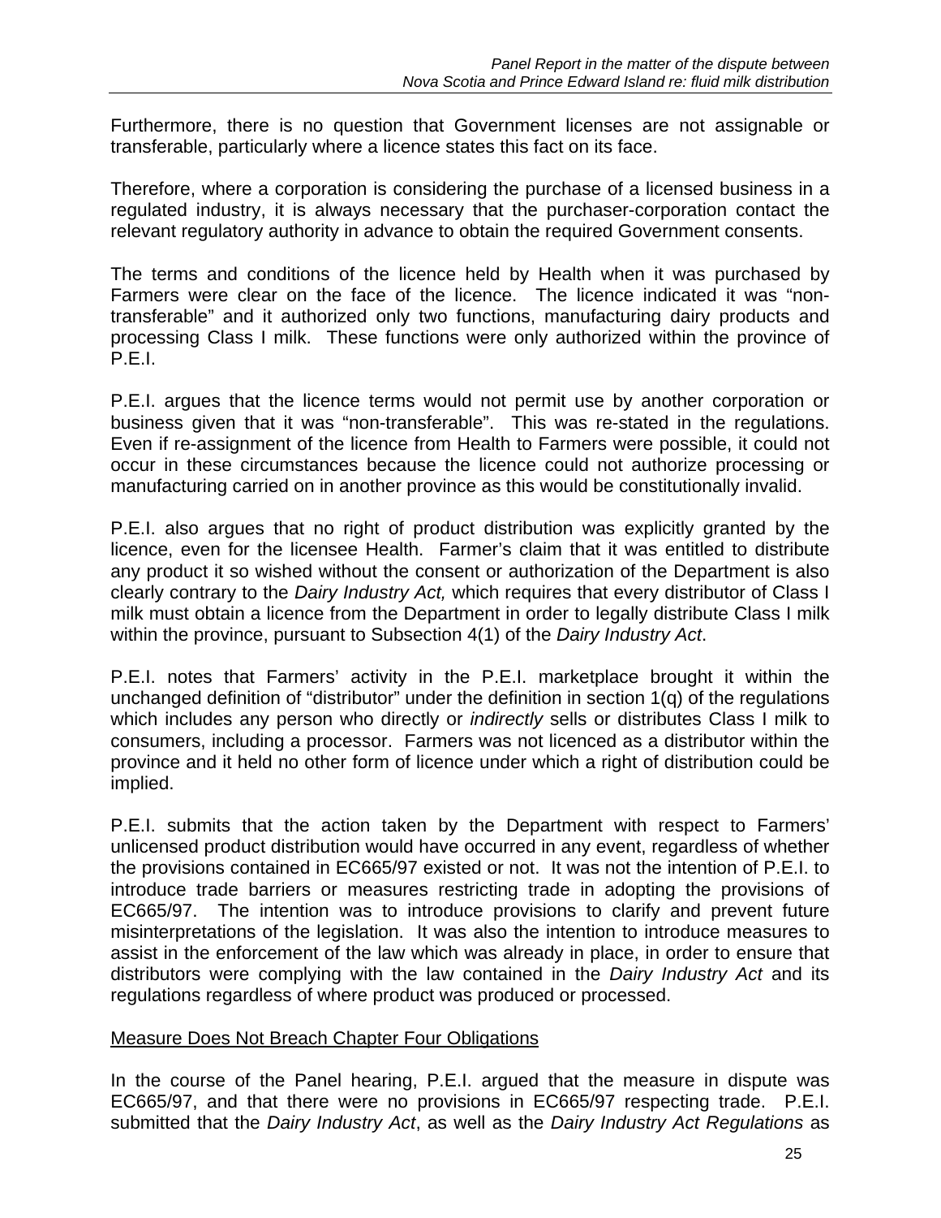Furthermore, there is no question that Government licenses are not assignable or transferable, particularly where a licence states this fact on its face.

Therefore, where a corporation is considering the purchase of a licensed business in a regulated industry, it is always necessary that the purchaser-corporation contact the relevant regulatory authority in advance to obtain the required Government consents.

The terms and conditions of the licence held by Health when it was purchased by Farmers were clear on the face of the licence. The licence indicated it was "non-transferable" and it authorized only two functions, manufacturing dairy products and processing Class I milk. These functions were only authorized within the province of P.E.I.

P.E.I. argues that the licence terms would not permit use by another corporation or business given that it was "non-transferable". This was re-stated in the regulations. Even if re-assignment of the licence from Health to Farmers were possible, it could not occur in these circumstances because the licence could not authorize processing or manufacturing carried on in another province as this would be constitutionally invalid.

P.E.I. also argues that no right of product distribution was explicitly granted by the licence, even for the licensee Health. Farmer's claim that it was entitled to distribute any product it so wished without the consent or authorization of the Department is also clearly contrary to the *Dairy Industry Act,* which requires that every distributor of Class I milk must obtain a licence from the Department in order to legally distribute Class I milk within the province, pursuant to Subsection 4(1) of the *Dairy Industry Act*.

P.E.I. notes that Farmers' activity in the P.E.I. marketplace brought it within the unchanged definition of "distributor" under the definition in section 1(q) of the regulations which includes any person who directly or *indirectly* sells or distributes Class I milk to consumers, including a processor. Farmers was not licenced as a distributor within the province and it held no other form of licence under which a right of distribution could be implied.

P.E.I. submits that the action taken by the Department with respect to Farmers' unlicensed product distribution would have occurred in any event, regardless of whether the provisions contained in EC665/97 existed or not. It was not the intention of P.E.I. to introduce trade barriers or measures restricting trade in adopting the provisions of EC665/97. The intention was to introduce provisions to clarify and prevent future misinterpretations of the legislation. It was also the intention to introduce measures to assist in the enforcement of the law which was already in place, in order to ensure that distributors were complying with the law contained in the *Dairy Industry Act* and its regulations regardless of where product was produced or processed.

Measure Does Not Breach Chapter Four Obligations

In the course of the Panel hearing, P.E.I. argued that the measure in dispute was EC665/97, and that there were no provisions in EC665/97 respecting trade. P.E.I. submitted that the *Dairy Industry Act*, as well as the *Dairy Industry Act Regulations* as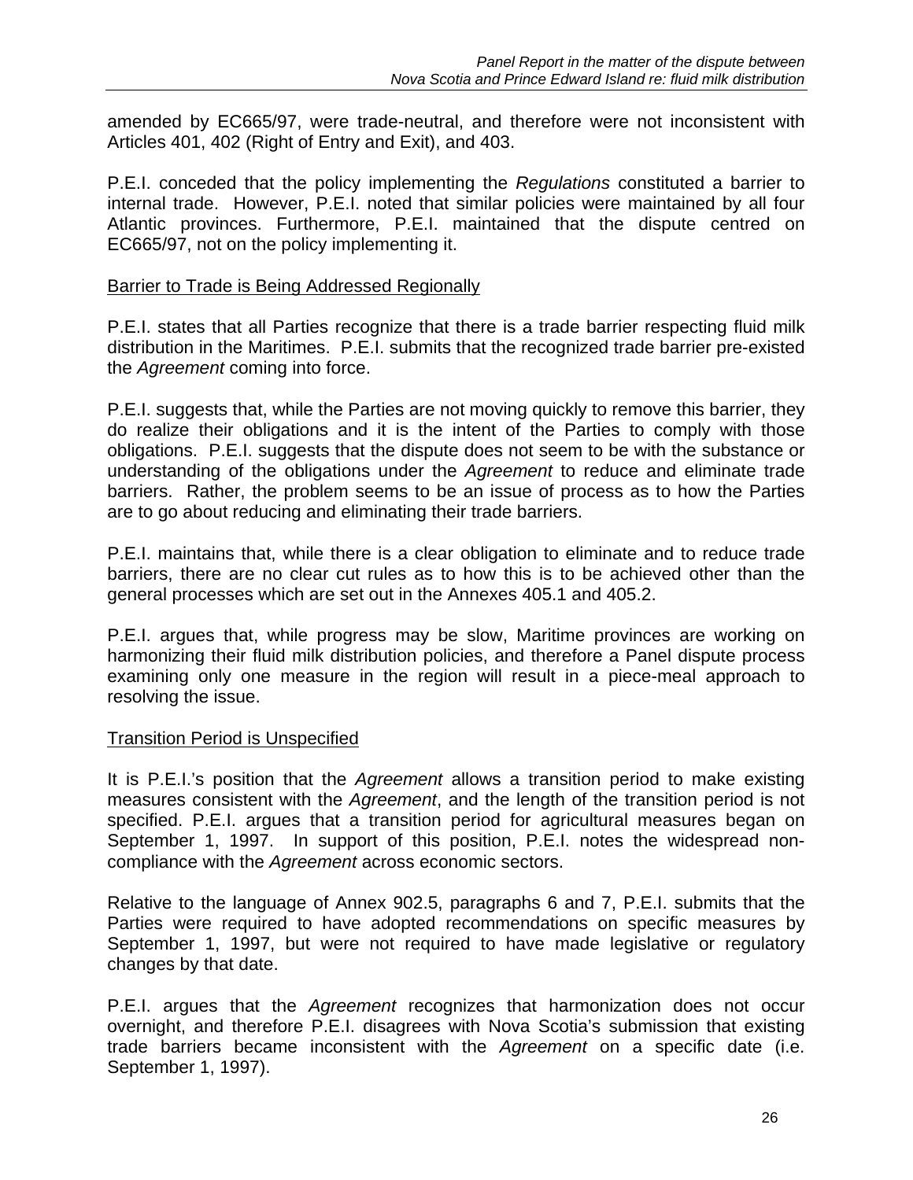amended by EC665/97, were trade-neutral, and therefore were not inconsistent with Articles 401, 402 (Right of Entry and Exit), and 403.

P.E.I. conceded that the policy implementing the *Regulations* constituted a barrier to internal trade. However, P.E.I. noted that similar policies were maintained by all four Atlantic provinces. Furthermore, P.E.I. maintained that the dispute centred on EC665/97, not on the policy implementing it.

<u>Barrier to Trade is Being Addressed Regionally</u>

P.E.I. states that all Parties recognize that there is a trade barrier respecting fluid milk distribution in the Maritimes. P.E.I. submits that the recognized trade barrier pre-existed the *Agreement* coming into force.

P.E.I. suggests that, while the Parties are not moving quickly to remove this barrier, they do realize their obligations and it is the intent of the Parties to comply with those obligations. P.E.I. suggests that the dispute does not seem to be with the substance or understanding of the obligations under the *Agreement* to reduce and eliminate trade barriers. Rather, the problem seems to be an issue of process as to how the Parties are to go about reducing and eliminating their trade barriers.

P.E.I. maintains that, while there is a clear obligation to eliminate and to reduce trade barriers, there are no clear cut rules as to how this is to be achieved other than the general processes which are set out in the Annexes 405.1 and 405.2.

P.E.I. argues that, while progress may be slow, Maritime provinces are working on harmonizing their fluid milk distribution policies, and therefore a Panel dispute process examining only one measure in the region will result in a piece-meal approach to resolving the issue.

<u>Transition Period is Unspecified</u>

It is P.E.I.'s position that the *Agreement* allows a transition period to make existing measures consistent with the *Agreement*, and the length of the transition period is not specified. P.E.I. argues that a transition period for agricultural measures began on September 1, 1997. In support of this position, P.E.I. notes the widespread non-compliance with the *Agreement* across economic sectors.

Relative to the language of Annex 902.5, paragraphs 6 and 7, P.E.I. submits that the Parties were required to have adopted recommendations on specific measures by September 1, 1997, but were not required to have made legislative or regulatory changes by that date.

P.E.I. argues that the *Agreement* recognizes that harmonization does not occur overnight, and therefore P.E.I. disagrees with Nova Scotia's submission that existing trade barriers became inconsistent with the *Agreement* on a specific date (i.e. September 1, 1997).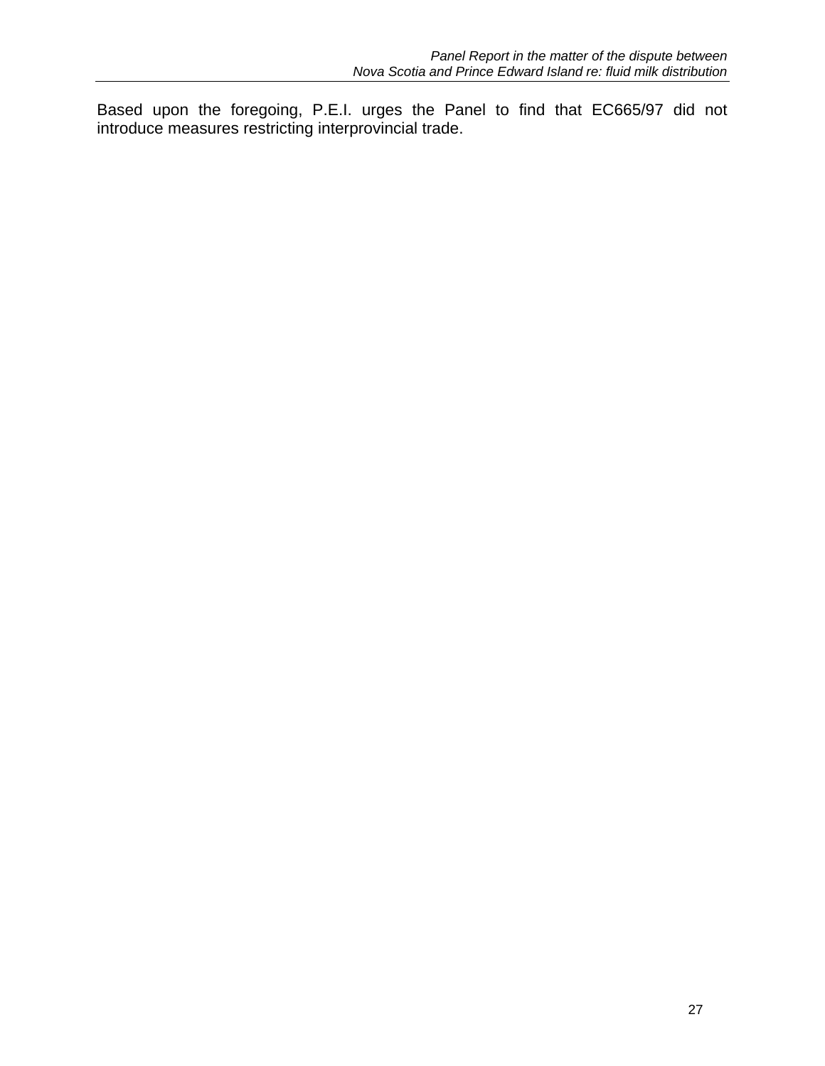Based upon the foregoing, P.E.I. urges the Panel to find that EC665/97 did not introduce measures restricting interprovincial trade.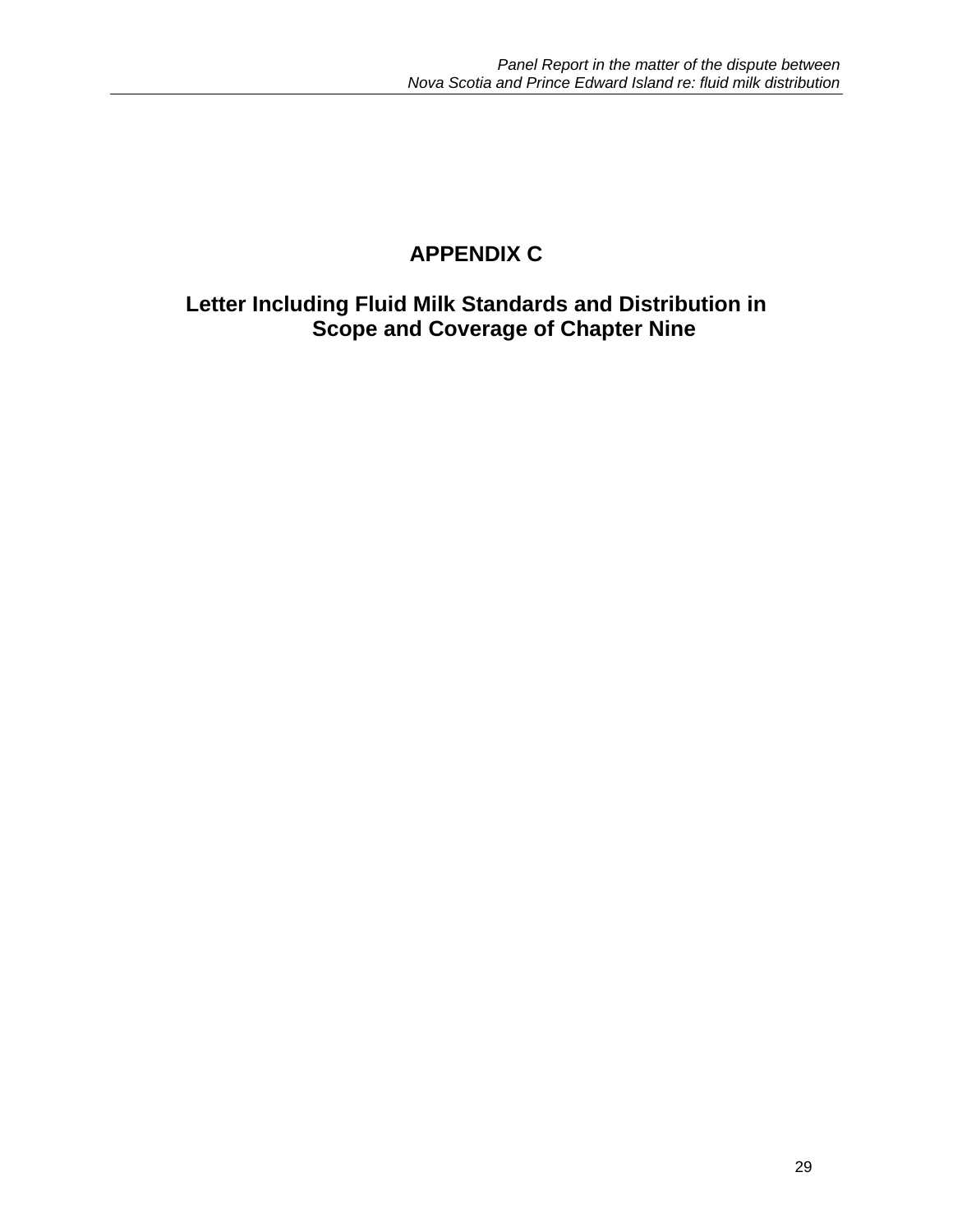# APPENDIX C

## Letter Including Fluid Milk Standards and Distribution in Scope and Coverage of Chapter Nine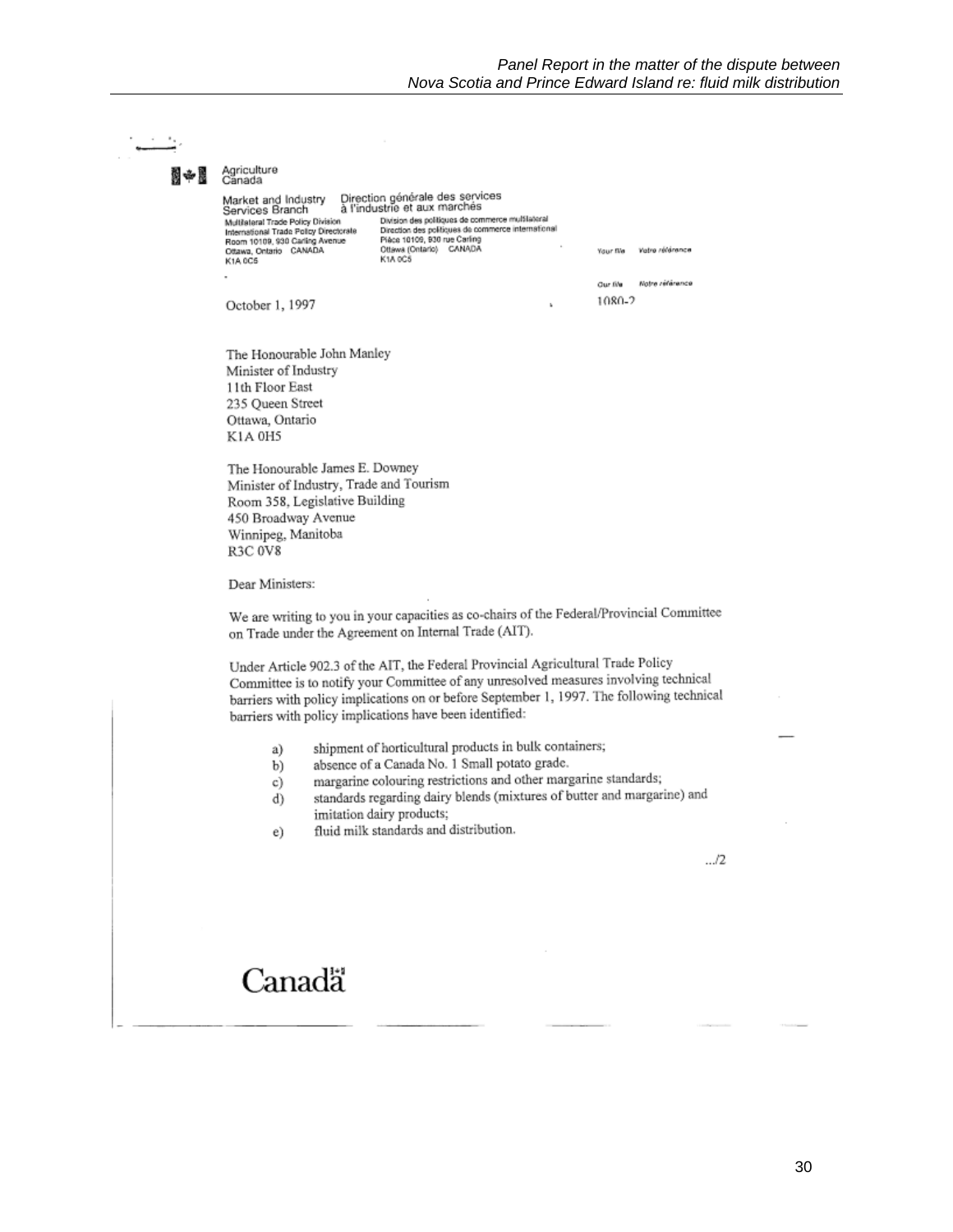Agriculture Canada

Market and Industry Services Branch
Multilateral Trade Policy Division
International Trade Policy Directorate
Room 10109, 930 Carling Avenue
Ottawa, Ontario CANADA
K1A 0C5

Direction générale des services à l'industrie et aux marchés
Division des politiques de commerce multilatéral
Direction des politiques de commerce international
Pièce 10109, 930 rue Carling
Ottawa (Ontario) CANADA
K1A 0C5

Your file Votre référence

Our file Notre référence
1080-2

October 1, 1997

The Honourable John Manley
Minister of Industry
11th Floor East
235 Queen Street
Ottawa, Ontario
K1A 0H5

The Honourable James E. Downey
Minister of Industry, Trade and Tourism
Room 358, Legislative Building
450 Broadway Avenue
Winnipeg, Manitoba
R3C 0V8

Dear Ministers:

We are writing to you in your capacities as co-chairs of the Federal/Provincial Committee on Trade under the Agreement on Internal Trade (AIT).

Under Article 902.3 of the AIT, the Federal Provincial Agricultural Trade Policy Committee is to notify your Committee of any unresolved measures involving technical barriers with policy implications on or before September 1, 1997. The following technical barriers with policy implications have been identified:

a) shipment of horticultural products in bulk containers;
b) absence of a Canada No. 1 Small potato grade.
c) margarine colouring restrictions and other margarine standards;
d) standards regarding dairy blends (mixtures of butter and margarine) and imitation dairy products;
e) fluid milk standards and distribution.

.../2

Canada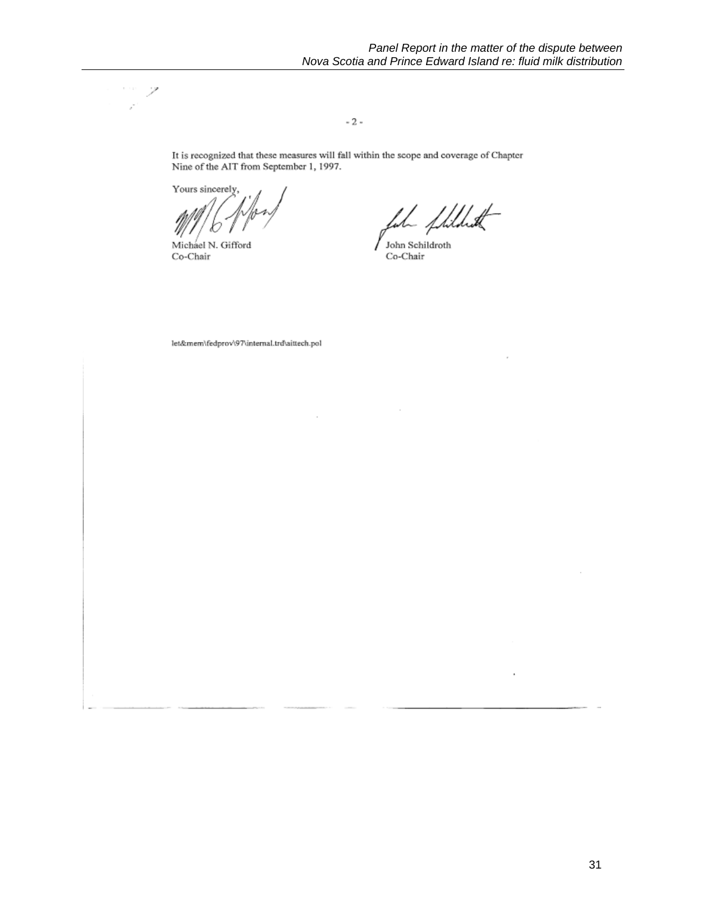- 2 -

It is recognized that these measures will fall within the scope and coverage of Chapter Nine of the AIT from September 1, 1997.

Yours sincerely,

Michael N. Gifford
Co-Chair

John Schildroth
Co-Chair

let&mem\fedprov\97\internal.trd\aittech.pol